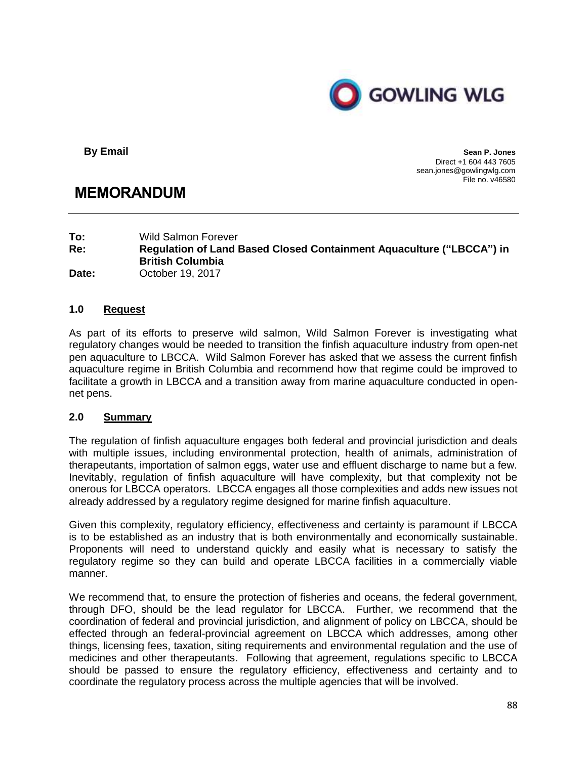GOWLING WLG

**By Email**

**Sean P. Jones**
Direct +1 604 443 7605
sean.jones@gowlingwlg.com
File no. v46580

# MEMORANDUM

**To:** Wild Salmon Forever
**Re:** **Regulation of Land Based Closed Containment Aquaculture ("LBCCA") in British Columbia**
**Date:** October 19, 2017

## 1.0 Request

As part of its efforts to preserve wild salmon, Wild Salmon Forever is investigating what regulatory changes would be needed to transition the finfish aquaculture industry from open-net pen aquaculture to LBCCA. Wild Salmon Forever has asked that we assess the current finfish aquaculture regime in British Columbia and recommend how that regime could be improved to facilitate a growth in LBCCA and a transition away from marine aquaculture conducted in open-net pens.

## 2.0 Summary

The regulation of finfish aquaculture engages both federal and provincial jurisdiction and deals with multiple issues, including environmental protection, health of animals, administration of therapeutants, importation of salmon eggs, water use and effluent discharge to name but a few. Inevitably, regulation of finfish aquaculture will have complexity, but that complexity not be onerous for LBCCA operators. LBCCA engages all those complexities and adds new issues not already addressed by a regulatory regime designed for marine finfish aquaculture.

Given this complexity, regulatory efficiency, effectiveness and certainty is paramount if LBCCA is to be established as an industry that is both environmentally and economically sustainable. Proponents will need to understand quickly and easily what is necessary to satisfy the regulatory regime so they can build and operate LBCCA facilities in a commercially viable manner.

We recommend that, to ensure the protection of fisheries and oceans, the federal government, through DFO, should be the lead regulator for LBCCA. Further, we recommend that the coordination of federal and provincial jurisdiction, and alignment of policy on LBCCA, should be effected through an federal-provincial agreement on LBCCA which addresses, among other things, licensing fees, taxation, siting requirements and environmental regulation and the use of medicines and other therapeutants. Following that agreement, regulations specific to LBCCA should be passed to ensure the regulatory efficiency, effectiveness and certainty and to coordinate the regulatory process across the multiple agencies that will be involved.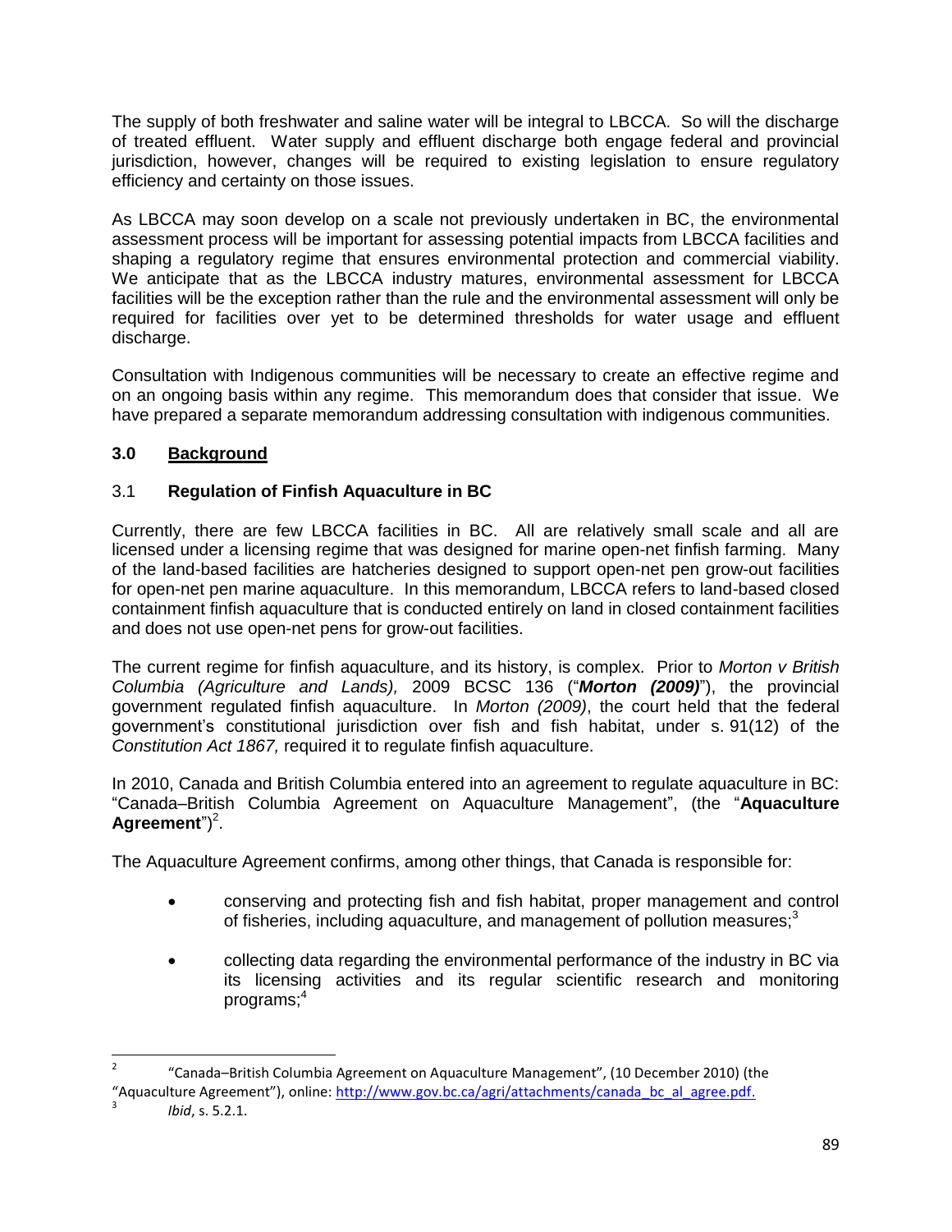The supply of both freshwater and saline water will be integral to LBCCA. So will the discharge of treated effluent. Water supply and effluent discharge both engage federal and provincial jurisdiction, however, changes will be required to existing legislation to ensure regulatory efficiency and certainty on those issues.

As LBCCA may soon develop on a scale not previously undertaken in BC, the environmental assessment process will be important for assessing potential impacts from LBCCA facilities and shaping a regulatory regime that ensures environmental protection and commercial viability. We anticipate that as the LBCCA industry matures, environmental assessment for LBCCA facilities will be the exception rather than the rule and the environmental assessment will only be required for facilities over yet to be determined thresholds for water usage and effluent discharge.

Consultation with Indigenous communities will be necessary to create an effective regime and on an ongoing basis within any regime. This memorandum does that consider that issue. We have prepared a separate memorandum addressing consultation with indigenous communities.

## 3.0 Background

### 3.1 Regulation of Finfish Aquaculture in BC

Currently, there are few LBCCA facilities in BC. All are relatively small scale and all are licensed under a licensing regime that was designed for marine open-net finfish farming. Many of the land-based facilities are hatcheries designed to support open-net pen grow-out facilities for open-net pen marine aquaculture. In this memorandum, LBCCA refers to land-based closed containment finfish aquaculture that is conducted entirely on land in closed containment facilities and does not use open-net pens for grow-out facilities.

The current regime for finfish aquaculture, and its history, is complex. Prior to *Morton v British Columbia (Agriculture and Lands),* 2009 BCSC 136 ("***Morton (2009)***"), the provincial government regulated finfish aquaculture. In *Morton (2009)*, the court held that the federal government's constitutional jurisdiction over fish and fish habitat, under s. 91(12) of the *Constitution Act 1867,* required it to regulate finfish aquaculture.

In 2010, Canada and British Columbia entered into an agreement to regulate aquaculture in BC: "Canada–British Columbia Agreement on Aquaculture Management", (the "**Aquaculture Agreement**")[2].

The Aquaculture Agreement confirms, among other things, that Canada is responsible for:

- conserving and protecting fish and fish habitat, proper management and control of fisheries, including aquaculture, and management of pollution measures;[3]
- collecting data regarding the environmental performance of the industry in BC via its licensing activities and its regular scientific research and monitoring programs;[4]

---

[2] "Canada–British Columbia Agreement on Aquaculture Management", (10 December 2010) (the "Aquaculture Agreement"), online: http://www.gov.bc.ca/agri/attachments/canada_bc_al_agree.pdf.

[3] *Ibid*, s. 5.2.1.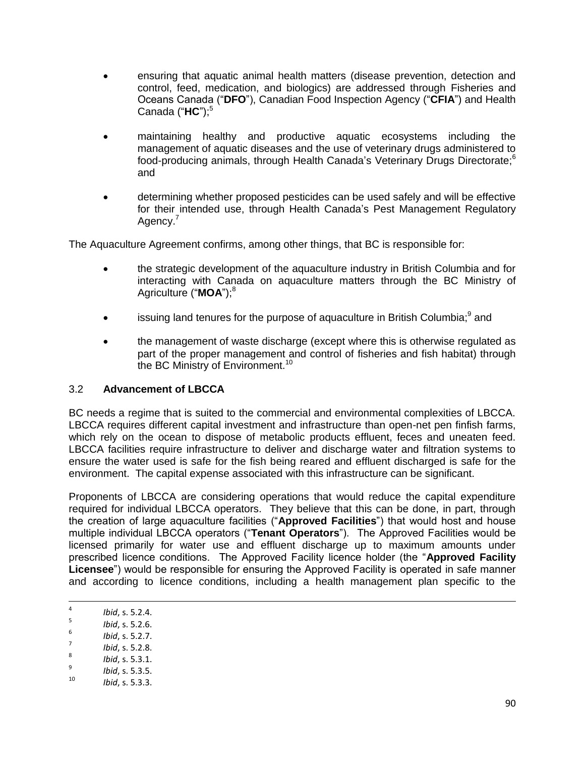- ensuring that aquatic animal health matters (disease prevention, detection and control, feed, medication, and biologics) are addressed through Fisheries and Oceans Canada ("**DFO**"), Canadian Food Inspection Agency ("**CFIA**") and Health Canada ("**HC**");[5]

- maintaining healthy and productive aquatic ecosystems including the management of aquatic diseases and the use of veterinary drugs administered to food-producing animals, through Health Canada's Veterinary Drugs Directorate;[6] and

- determining whether proposed pesticides can be used safely and will be effective for their intended use, through Health Canada's Pest Management Regulatory Agency.[7]

The Aquaculture Agreement confirms, among other things, that BC is responsible for:

- the strategic development of the aquaculture industry in British Columbia and for interacting with Canada on aquaculture matters through the BC Ministry of Agriculture ("**MOA**");[8]

- issuing land tenures for the purpose of aquaculture in British Columbia;[9] and

- the management of waste discharge (except where this is otherwise regulated as part of the proper management and control of fisheries and fish habitat) through the BC Ministry of Environment.[10]

### 3.2 **Advancement of LBCCA**

BC needs a regime that is suited to the commercial and environmental complexities of LBCCA. LBCCA requires different capital investment and infrastructure than open-net pen finfish farms, which rely on the ocean to dispose of metabolic products effluent, feces and uneaten feed. LBCCA facilities require infrastructure to deliver and discharge water and filtration systems to ensure the water used is safe for the fish being reared and effluent discharged is safe for the environment. The capital expense associated with this infrastructure can be significant.

Proponents of LBCCA are considering operations that would reduce the capital expenditure required for individual LBCCA operators. They believe that this can be done, in part, through the creation of large aquaculture facilities ("**Approved Facilities**") that would host and house multiple individual LBCCA operators ("**Tenant Operators**"). The Approved Facilities would be licensed primarily for water use and effluent discharge up to maximum amounts under prescribed licence conditions. The Approved Facility licence holder (the "**Approved Facility Licensee**") would be responsible for ensuring the Approved Facility is operated in safe manner and according to licence conditions, including a health management plan specific to the

---

[4] *Ibid*, s. 5.2.4.
[5] *Ibid*, s. 5.2.6.
[6] *Ibid*, s. 5.2.7.
[7] *Ibid*, s. 5.2.8.
[8] *Ibid*, s. 5.3.1.
[9] *Ibid*, s. 5.3.5.
[10] *Ibid*, s. 5.3.3.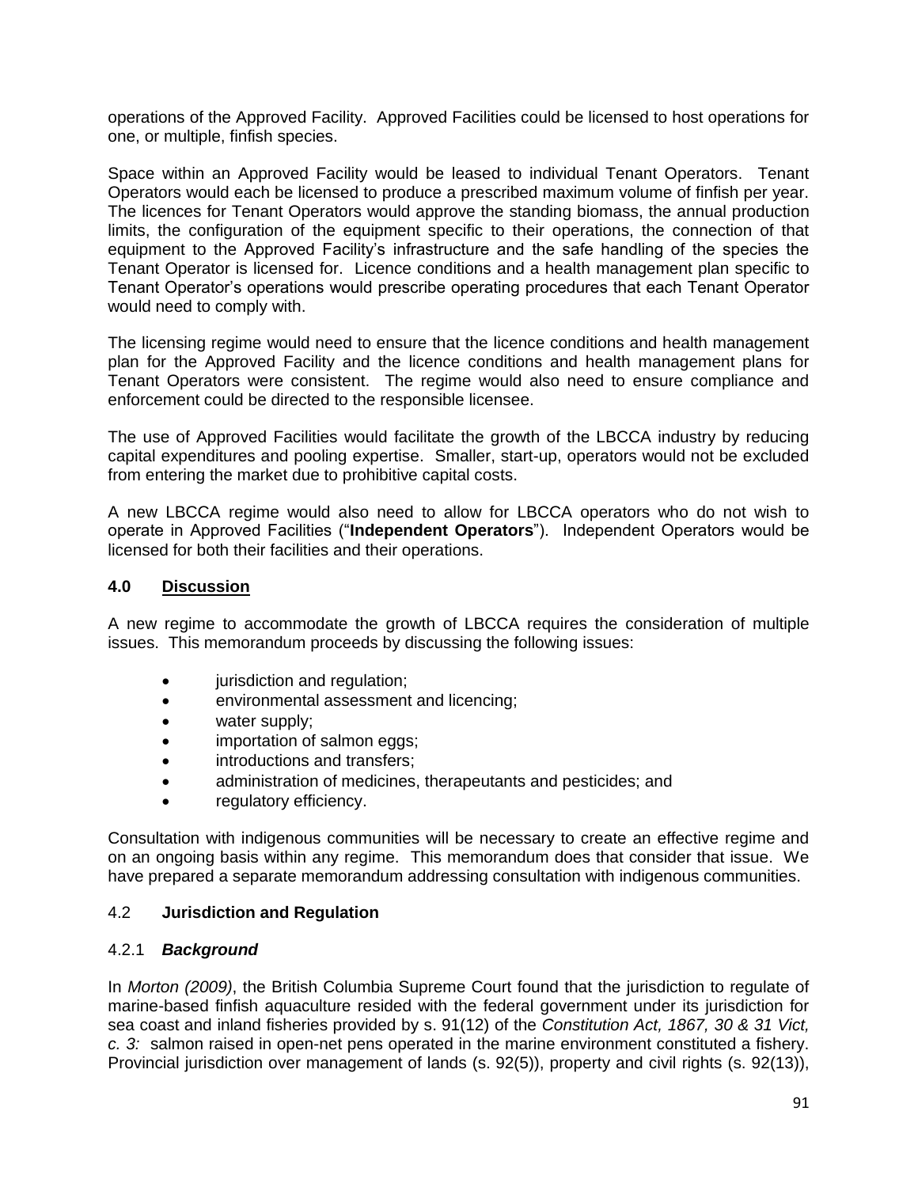operations of the Approved Facility. Approved Facilities could be licensed to host operations for one, or multiple, finfish species.

Space within an Approved Facility would be leased to individual Tenant Operators. Tenant Operators would each be licensed to produce a prescribed maximum volume of finfish per year. The licences for Tenant Operators would approve the standing biomass, the annual production limits, the configuration of the equipment specific to their operations, the connection of that equipment to the Approved Facility's infrastructure and the safe handling of the species the Tenant Operator is licensed for. Licence conditions and a health management plan specific to Tenant Operator's operations would prescribe operating procedures that each Tenant Operator would need to comply with.

The licensing regime would need to ensure that the licence conditions and health management plan for the Approved Facility and the licence conditions and health management plans for Tenant Operators were consistent. The regime would also need to ensure compliance and enforcement could be directed to the responsible licensee.

The use of Approved Facilities would facilitate the growth of the LBCCA industry by reducing capital expenditures and pooling expertise. Smaller, start-up, operators would not be excluded from entering the market due to prohibitive capital costs.

A new LBCCA regime would also need to allow for LBCCA operators who do not wish to operate in Approved Facilities ("**Independent Operators**"). Independent Operators would be licensed for both their facilities and their operations.

## 4.0 Discussion

A new regime to accommodate the growth of LBCCA requires the consideration of multiple issues. This memorandum proceeds by discussing the following issues:

- jurisdiction and regulation;
- environmental assessment and licencing;
- water supply;
- importation of salmon eggs;
- introductions and transfers;
- administration of medicines, therapeutants and pesticides; and
- regulatory efficiency.

Consultation with indigenous communities will be necessary to create an effective regime and on an ongoing basis within any regime. This memorandum does that consider that issue. We have prepared a separate memorandum addressing consultation with indigenous communities.

### 4.2 Jurisdiction and Regulation

#### 4.2.1 *Background*

In *Morton (2009)*, the British Columbia Supreme Court found that the jurisdiction to regulate of marine-based finfish aquaculture resided with the federal government under its jurisdiction for sea coast and inland fisheries provided by s. 91(12) of the *Constitution Act, 1867, 30 & 31 Vict, c. 3:* salmon raised in open-net pens operated in the marine environment constituted a fishery. Provincial jurisdiction over management of lands (s. 92(5)), property and civil rights (s. 92(13)),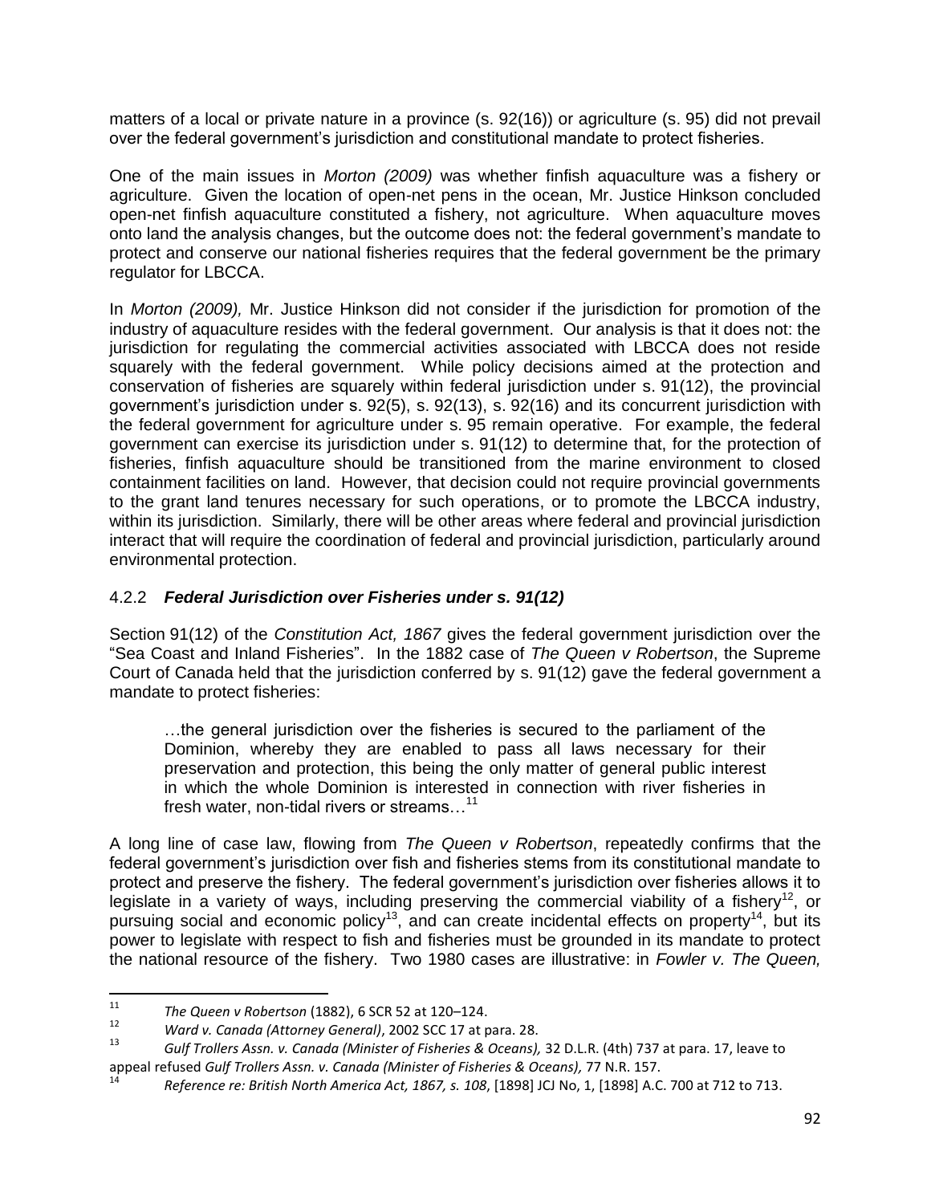matters of a local or private nature in a province (s. 92(16)) or agriculture (s. 95) did not prevail over the federal government's jurisdiction and constitutional mandate to protect fisheries.

One of the main issues in *Morton (2009)* was whether finfish aquaculture was a fishery or agriculture. Given the location of open-net pens in the ocean, Mr. Justice Hinkson concluded open-net finfish aquaculture constituted a fishery, not agriculture. When aquaculture moves onto land the analysis changes, but the outcome does not: the federal government's mandate to protect and conserve our national fisheries requires that the federal government be the primary regulator for LBCCA.

In *Morton (2009),* Mr. Justice Hinkson did not consider if the jurisdiction for promotion of the industry of aquaculture resides with the federal government. Our analysis is that it does not: the jurisdiction for regulating the commercial activities associated with LBCCA does not reside squarely with the federal government. While policy decisions aimed at the protection and conservation of fisheries are squarely within federal jurisdiction under s. 91(12), the provincial government's jurisdiction under s. 92(5), s. 92(13), s. 92(16) and its concurrent jurisdiction with the federal government for agriculture under s. 95 remain operative. For example, the federal government can exercise its jurisdiction under s. 91(12) to determine that, for the protection of fisheries, finfish aquaculture should be transitioned from the marine environment to closed containment facilities on land. However, that decision could not require provincial governments to the grant land tenures necessary for such operations, or to promote the LBCCA industry, within its jurisdiction. Similarly, there will be other areas where federal and provincial jurisdiction interact that will require the coordination of federal and provincial jurisdiction, particularly around environmental protection.

### 4.2.2 *Federal Jurisdiction over Fisheries under s. 91(12)*

Section 91(12) of the *Constitution Act, 1867* gives the federal government jurisdiction over the "Sea Coast and Inland Fisheries". In the 1882 case of *The Queen v Robertson*, the Supreme Court of Canada held that the jurisdiction conferred by s. 91(12) gave the federal government a mandate to protect fisheries:

> …the general jurisdiction over the fisheries is secured to the parliament of the Dominion, whereby they are enabled to pass all laws necessary for their preservation and protection, this being the only matter of general public interest in which the whole Dominion is interested in connection with river fisheries in fresh water, non-tidal rivers or streams…[11]

A long line of case law, flowing from *The Queen v Robertson*, repeatedly confirms that the federal government's jurisdiction over fish and fisheries stems from its constitutional mandate to protect and preserve the fishery. The federal government's jurisdiction over fisheries allows it to legislate in a variety of ways, including preserving the commercial viability of a fishery[12], or pursuing social and economic policy[13], and can create incidental effects on property[14], but its power to legislate with respect to fish and fisheries must be grounded in its mandate to protect the national resource of the fishery. Two 1980 cases are illustrative: in *Fowler v. The Queen,*

---

[11] *The Queen v Robertson* (1882), 6 SCR 52 at 120–124.

[12] *Ward v. Canada (Attorney General)*, 2002 SCC 17 at para. 28.

[13] *Gulf Trollers Assn. v. Canada (Minister of Fisheries & Oceans),* 32 D.L.R. (4th) 737 at para. 17, leave to appeal refused *Gulf Trollers Assn. v. Canada (Minister of Fisheries & Oceans),* 77 N.R. 157.

[14] *Reference re: British North America Act, 1867, s. 108*, [1898] JCJ No, 1, [1898] A.C. 700 at 712 to 713.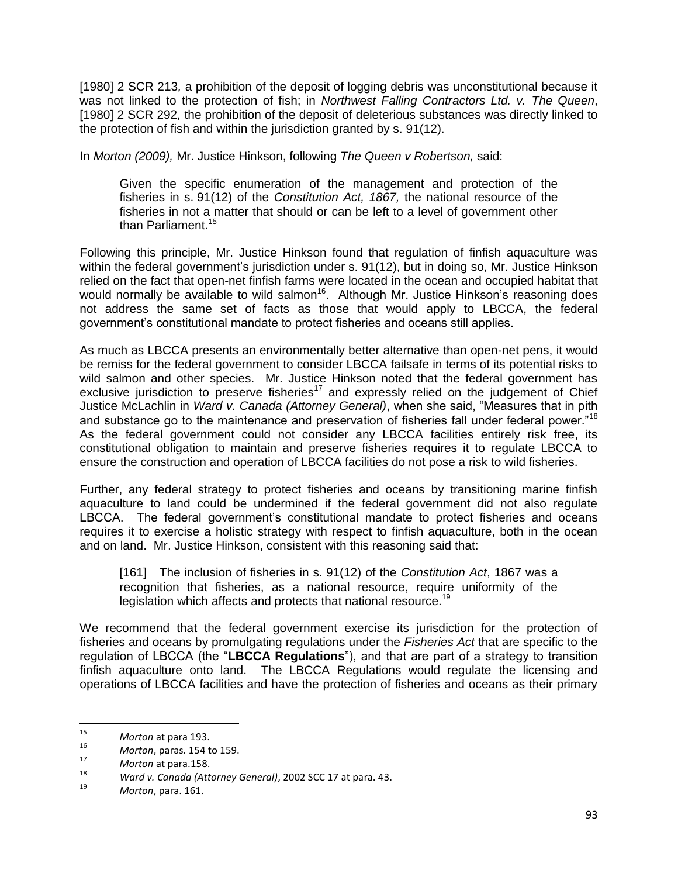[1980] 2 SCR 213*,* a prohibition of the deposit of logging debris was unconstitutional because it was not linked to the protection of fish; in *Northwest Falling Contractors Ltd. v. The Queen*, [1980] 2 SCR 292*,* the prohibition of the deposit of deleterious substances was directly linked to the protection of fish and within the jurisdiction granted by s. 91(12).

In *Morton (2009),* Mr. Justice Hinkson, following *The Queen v Robertson,* said:

> Given the specific enumeration of the management and protection of the fisheries in s. 91(12) of the *Constitution Act, 1867,* the national resource of the fisheries in not a matter that should or can be left to a level of government other than Parliament.[15]

Following this principle, Mr. Justice Hinkson found that regulation of finfish aquaculture was within the federal government's jurisdiction under s. 91(12), but in doing so, Mr. Justice Hinkson relied on the fact that open-net finfish farms were located in the ocean and occupied habitat that would normally be available to wild salmon[16]. Although Mr. Justice Hinkson's reasoning does not address the same set of facts as those that would apply to LBCCA, the federal government's constitutional mandate to protect fisheries and oceans still applies.

As much as LBCCA presents an environmentally better alternative than open-net pens, it would be remiss for the federal government to consider LBCCA failsafe in terms of its potential risks to wild salmon and other species. Mr. Justice Hinkson noted that the federal government has exclusive jurisdiction to preserve fisheries[17] and expressly relied on the judgement of Chief Justice McLachlin in *Ward v. Canada (Attorney General)*, when she said, "Measures that in pith and substance go to the maintenance and preservation of fisheries fall under federal power."[18] As the federal government could not consider any LBCCA facilities entirely risk free, its constitutional obligation to maintain and preserve fisheries requires it to regulate LBCCA to ensure the construction and operation of LBCCA facilities do not pose a risk to wild fisheries.

Further, any federal strategy to protect fisheries and oceans by transitioning marine finfish aquaculture to land could be undermined if the federal government did not also regulate LBCCA. The federal government's constitutional mandate to protect fisheries and oceans requires it to exercise a holistic strategy with respect to finfish aquaculture, both in the ocean and on land. Mr. Justice Hinkson, consistent with this reasoning said that:

> [161] The inclusion of fisheries in s. 91(12) of the *Constitution Act*, 1867 was a recognition that fisheries, as a national resource, require uniformity of the legislation which affects and protects that national resource.[19]

We recommend that the federal government exercise its jurisdiction for the protection of fisheries and oceans by promulgating regulations under the *Fisheries Act* that are specific to the regulation of LBCCA (the "**LBCCA Regulations**"), and that are part of a strategy to transition finfish aquaculture onto land. The LBCCA Regulations would regulate the licensing and operations of LBCCA facilities and have the protection of fisheries and oceans as their primary

---

[15] *Morton* at para 193.

[16] *Morton*, paras. 154 to 159.

[17] *Morton* at para.158.

[18] *Ward v. Canada (Attorney General)*, 2002 SCC 17 at para. 43.

[19] *Morton*, para. 161.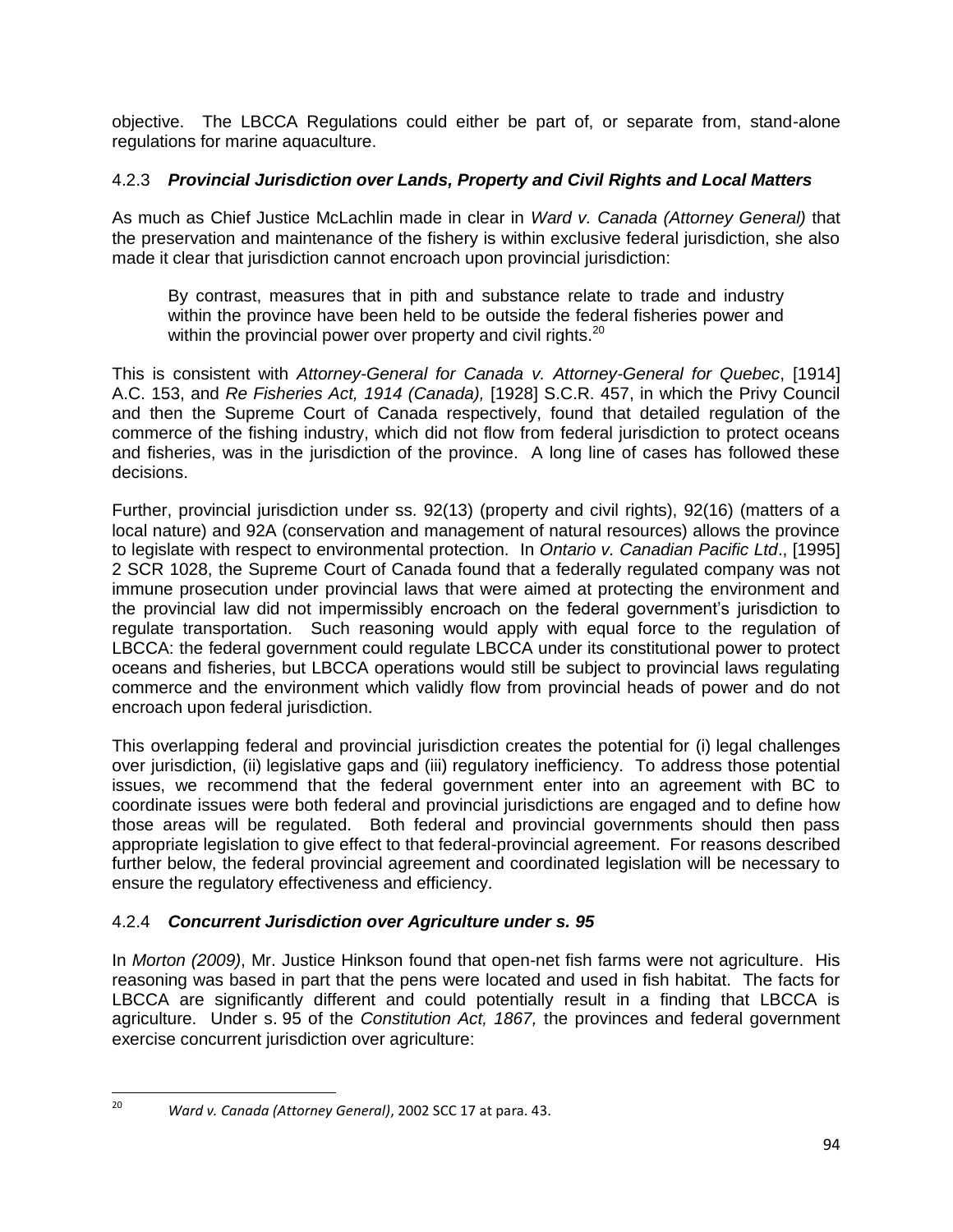objective. The LBCCA Regulations could either be part of, or separate from, stand-alone regulations for marine aquaculture.

### 4.2.3 ***Provincial Jurisdiction over Lands, Property and Civil Rights and Local Matters***

As much as Chief Justice McLachlin made in clear in *Ward v. Canada (Attorney General)* that the preservation and maintenance of the fishery is within exclusive federal jurisdiction, she also made it clear that jurisdiction cannot encroach upon provincial jurisdiction:

> By contrast, measures that in pith and substance relate to trade and industry within the province have been held to be outside the federal fisheries power and within the provincial power over property and civil rights.[20]

This is consistent with *Attorney-General for Canada v. Attorney-General for Quebec*, [1914] A.C. 153, and *Re Fisheries Act, 1914 (Canada),* [1928] S.C.R. 457, in which the Privy Council and then the Supreme Court of Canada respectively, found that detailed regulation of the commerce of the fishing industry, which did not flow from federal jurisdiction to protect oceans and fisheries, was in the jurisdiction of the province. A long line of cases has followed these decisions.

Further, provincial jurisdiction under ss. 92(13) (property and civil rights), 92(16) (matters of a local nature) and 92A (conservation and management of natural resources) allows the province to legislate with respect to environmental protection. In *Ontario v. Canadian Pacific Ltd*., [1995] 2 SCR 1028, the Supreme Court of Canada found that a federally regulated company was not immune prosecution under provincial laws that were aimed at protecting the environment and the provincial law did not impermissibly encroach on the federal government's jurisdiction to regulate transportation. Such reasoning would apply with equal force to the regulation of LBCCA: the federal government could regulate LBCCA under its constitutional power to protect oceans and fisheries, but LBCCA operations would still be subject to provincial laws regulating commerce and the environment which validly flow from provincial heads of power and do not encroach upon federal jurisdiction.

This overlapping federal and provincial jurisdiction creates the potential for (i) legal challenges over jurisdiction, (ii) legislative gaps and (iii) regulatory inefficiency. To address those potential issues, we recommend that the federal government enter into an agreement with BC to coordinate issues were both federal and provincial jurisdictions are engaged and to define how those areas will be regulated. Both federal and provincial governments should then pass appropriate legislation to give effect to that federal-provincial agreement. For reasons described further below, the federal provincial agreement and coordinated legislation will be necessary to ensure the regulatory effectiveness and efficiency.

### 4.2.4 ***Concurrent Jurisdiction over Agriculture under s. 95***

In *Morton (2009)*, Mr. Justice Hinkson found that open-net fish farms were not agriculture. His reasoning was based in part that the pens were located and used in fish habitat. The facts for LBCCA are significantly different and could potentially result in a finding that LBCCA is agriculture. Under s. 95 of the *Constitution Act, 1867,* the provinces and federal government exercise concurrent jurisdiction over agriculture:

---

[20] *Ward v. Canada (Attorney General)*, 2002 SCC 17 at para. 43.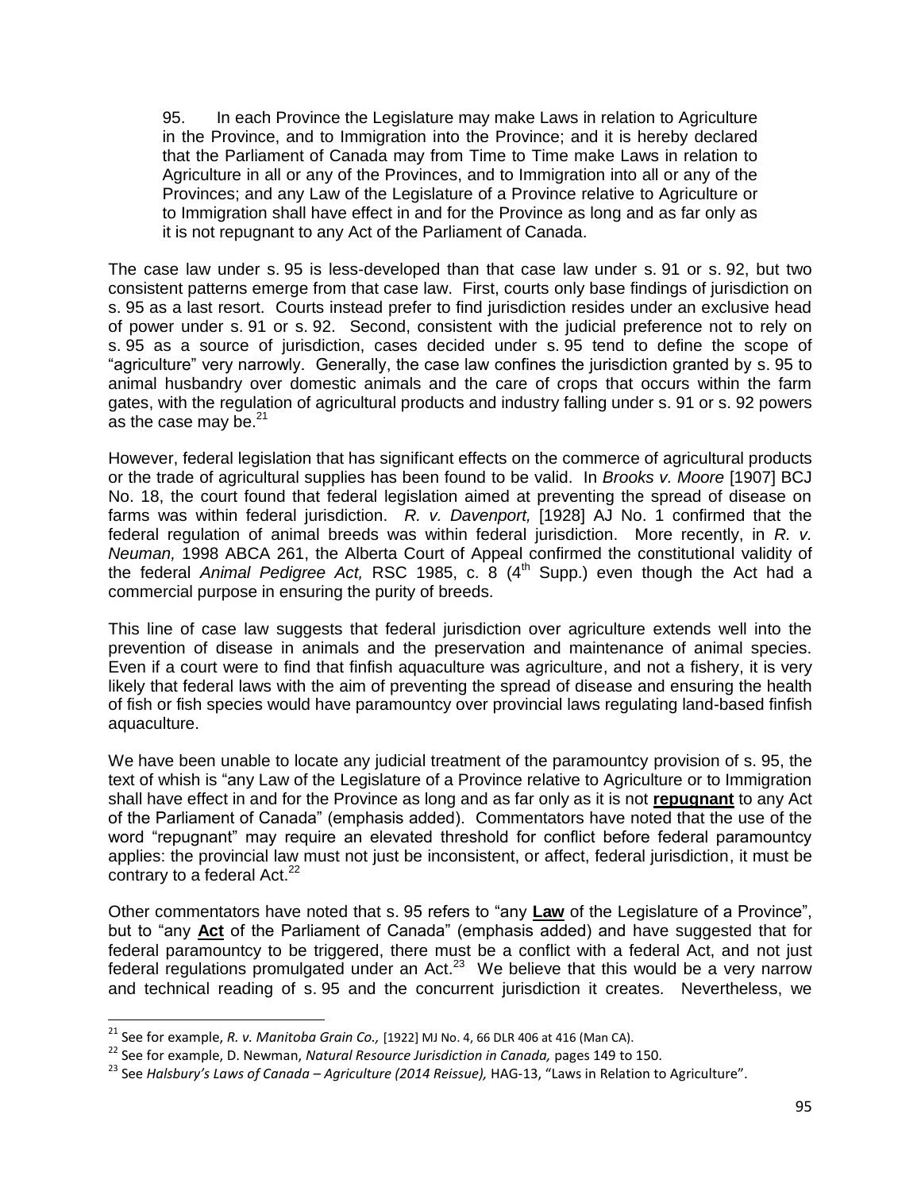> 95. In each Province the Legislature may make Laws in relation to Agriculture in the Province, and to Immigration into the Province; and it is hereby declared that the Parliament of Canada may from Time to Time make Laws in relation to Agriculture in all or any of the Provinces, and to Immigration into all or any of the Provinces; and any Law of the Legislature of a Province relative to Agriculture or to Immigration shall have effect in and for the Province as long and as far only as it is not repugnant to any Act of the Parliament of Canada.

The case law under s. 95 is less-developed than that case law under s. 91 or s. 92, but two consistent patterns emerge from that case law. First, courts only base findings of jurisdiction on s. 95 as a last resort. Courts instead prefer to find jurisdiction resides under an exclusive head of power under s. 91 or s. 92. Second, consistent with the judicial preference not to rely on s. 95 as a source of jurisdiction, cases decided under s. 95 tend to define the scope of "agriculture" very narrowly. Generally, the case law confines the jurisdiction granted by s. 95 to animal husbandry over domestic animals and the care of crops that occurs within the farm gates, with the regulation of agricultural products and industry falling under s. 91 or s. 92 powers as the case may be.[21]

However, federal legislation that has significant effects on the commerce of agricultural products or the trade of agricultural supplies has been found to be valid. In *Brooks v. Moore* [1907] BCJ No. 18, the court found that federal legislation aimed at preventing the spread of disease on farms was within federal jurisdiction. *R. v. Davenport,* [1928] AJ No. 1 confirmed that the federal regulation of animal breeds was within federal jurisdiction. More recently, in *R. v. Neuman,* 1998 ABCA 261, the Alberta Court of Appeal confirmed the constitutional validity of the federal *Animal Pedigree Act,* RSC 1985, c. 8 (4th Supp.) even though the Act had a commercial purpose in ensuring the purity of breeds.

This line of case law suggests that federal jurisdiction over agriculture extends well into the prevention of disease in animals and the preservation and maintenance of animal species. Even if a court were to find that finfish aquaculture was agriculture, and not a fishery, it is very likely that federal laws with the aim of preventing the spread of disease and ensuring the health of fish or fish species would have paramountcy over provincial laws regulating land-based finfish aquaculture.

We have been unable to locate any judicial treatment of the paramountcy provision of s. 95, the text of whish is "any Law of the Legislature of a Province relative to Agriculture or to Immigration shall have effect in and for the Province as long and as far only as it is not **repugnant** to any Act of the Parliament of Canada" (emphasis added). Commentators have noted that the use of the word "repugnant" may require an elevated threshold for conflict before federal paramountcy applies: the provincial law must not just be inconsistent, or affect, federal jurisdiction, it must be contrary to a federal Act.[22]

Other commentators have noted that s. 95 refers to "any **Law** of the Legislature of a Province", but to "any **Act** of the Parliament of Canada" (emphasis added) and have suggested that for federal paramountcy to be triggered, there must be a conflict with a federal Act, and not just federal regulations promulgated under an Act.[23] We believe that this would be a very narrow and technical reading of s. 95 and the concurrent jurisdiction it creates. Nevertheless, we

---

[21] See for example, *R. v. Manitoba Grain Co.,* [1922] MJ No. 4, 66 DLR 406 at 416 (Man CA).

[22] See for example, D. Newman, *Natural Resource Jurisdiction in Canada,* pages 149 to 150.

[23] See *Halsbury's Laws of Canada – Agriculture (2014 Reissue),* HAG-13, "Laws in Relation to Agriculture".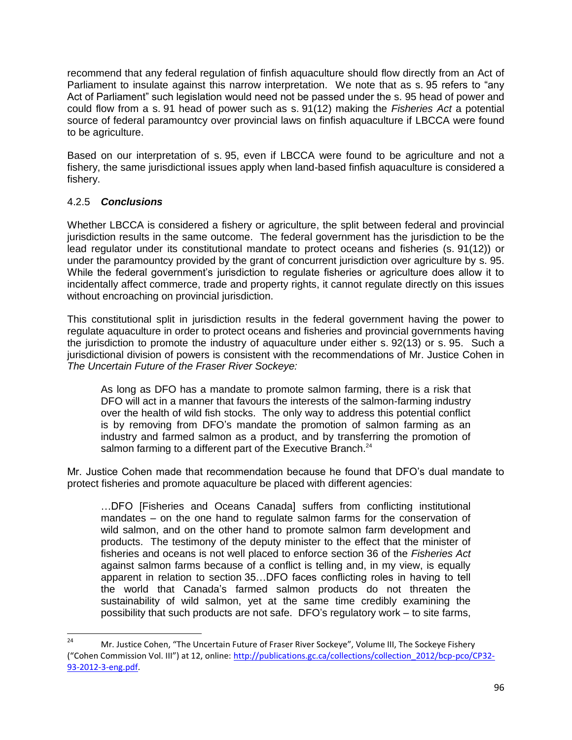recommend that any federal regulation of finfish aquaculture should flow directly from an Act of Parliament to insulate against this narrow interpretation. We note that as s. 95 refers to "any Act of Parliament" such legislation would need not be passed under the s. 95 head of power and could flow from a s. 91 head of power such as s. 91(12) making the *Fisheries Act* a potential source of federal paramountcy over provincial laws on finfish aquaculture if LBCCA were found to be agriculture.

Based on our interpretation of s. 95, even if LBCCA were found to be agriculture and not a fishery, the same jurisdictional issues apply when land-based finfish aquaculture is considered a fishery.

### 4.2.5 *Conclusions*

Whether LBCCA is considered a fishery or agriculture, the split between federal and provincial jurisdiction results in the same outcome. The federal government has the jurisdiction to be the lead regulator under its constitutional mandate to protect oceans and fisheries (s. 91(12)) or under the paramountcy provided by the grant of concurrent jurisdiction over agriculture by s. 95. While the federal government's jurisdiction to regulate fisheries or agriculture does allow it to incidentally affect commerce, trade and property rights, it cannot regulate directly on this issues without encroaching on provincial jurisdiction.

This constitutional split in jurisdiction results in the federal government having the power to regulate aquaculture in order to protect oceans and fisheries and provincial governments having the jurisdiction to promote the industry of aquaculture under either s. 92(13) or s. 95. Such a jurisdictional division of powers is consistent with the recommendations of Mr. Justice Cohen in *The Uncertain Future of the Fraser River Sockeye:*

> As long as DFO has a mandate to promote salmon farming, there is a risk that DFO will act in a manner that favours the interests of the salmon-farming industry over the health of wild fish stocks. The only way to address this potential conflict is by removing from DFO's mandate the promotion of salmon farming as an industry and farmed salmon as a product, and by transferring the promotion of salmon farming to a different part of the Executive Branch.[24]

Mr. Justice Cohen made that recommendation because he found that DFO's dual mandate to protect fisheries and promote aquaculture be placed with different agencies:

> …DFO [Fisheries and Oceans Canada] suffers from conflicting institutional mandates – on the one hand to regulate salmon farms for the conservation of wild salmon, and on the other hand to promote salmon farm development and products. The testimony of the deputy minister to the effect that the minister of fisheries and oceans is not well placed to enforce section 36 of the *Fisheries Act* against salmon farms because of a conflict is telling and, in my view, is equally apparent in relation to section 35…DFO faces conflicting roles in having to tell the world that Canada's farmed salmon products do not threaten the sustainability of wild salmon, yet at the same time credibly examining the possibility that such products are not safe. DFO's regulatory work – to site farms,

---

[24] Mr. Justice Cohen, "The Uncertain Future of Fraser River Sockeye", Volume III, The Sockeye Fishery ("Cohen Commission Vol. III") at 12, online: http://publications.gc.ca/collections/collection_2012/bcp-pco/CP32-93-2012-3-eng.pdf.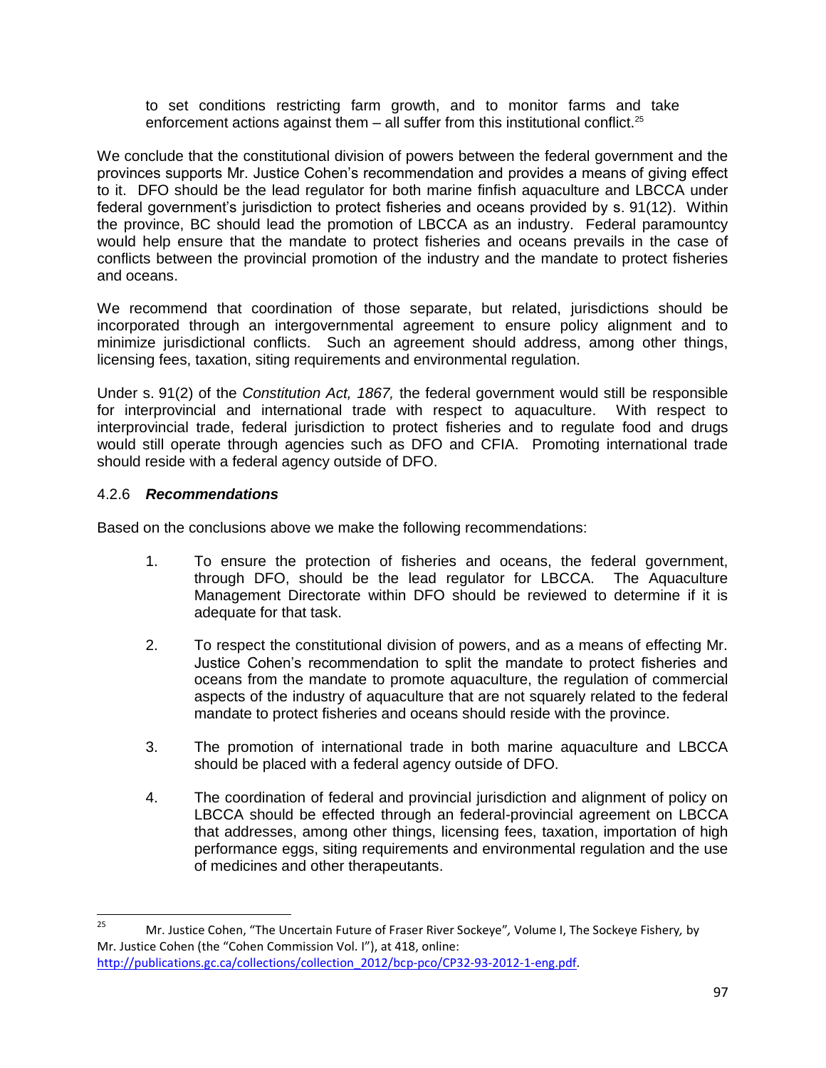> to set conditions restricting farm growth, and to monitor farms and take enforcement actions against them – all suffer from this institutional conflict.[25]

We conclude that the constitutional division of powers between the federal government and the provinces supports Mr. Justice Cohen's recommendation and provides a means of giving effect to it. DFO should be the lead regulator for both marine finfish aquaculture and LBCCA under federal government's jurisdiction to protect fisheries and oceans provided by s. 91(12). Within the province, BC should lead the promotion of LBCCA as an industry. Federal paramountcy would help ensure that the mandate to protect fisheries and oceans prevails in the case of conflicts between the provincial promotion of the industry and the mandate to protect fisheries and oceans.

We recommend that coordination of those separate, but related, jurisdictions should be incorporated through an intergovernmental agreement to ensure policy alignment and to minimize jurisdictional conflicts. Such an agreement should address, among other things, licensing fees, taxation, siting requirements and environmental regulation.

Under s. 91(2) of the *Constitution Act, 1867,* the federal government would still be responsible for interprovincial and international trade with respect to aquaculture. With respect to interprovincial trade, federal jurisdiction to protect fisheries and to regulate food and drugs would still operate through agencies such as DFO and CFIA. Promoting international trade should reside with a federal agency outside of DFO.

### 4.2.6 ***Recommendations***

Based on the conclusions above we make the following recommendations:

1. To ensure the protection of fisheries and oceans, the federal government, through DFO, should be the lead regulator for LBCCA. The Aquaculture Management Directorate within DFO should be reviewed to determine if it is adequate for that task.

2. To respect the constitutional division of powers, and as a means of effecting Mr. Justice Cohen's recommendation to split the mandate to protect fisheries and oceans from the mandate to promote aquaculture, the regulation of commercial aspects of the industry of aquaculture that are not squarely related to the federal mandate to protect fisheries and oceans should reside with the province.

3. The promotion of international trade in both marine aquaculture and LBCCA should be placed with a federal agency outside of DFO.

4. The coordination of federal and provincial jurisdiction and alignment of policy on LBCCA should be effected through an federal-provincial agreement on LBCCA that addresses, among other things, licensing fees, taxation, importation of high performance eggs, siting requirements and environmental regulation and the use of medicines and other therapeutants.

---

[25] Mr. Justice Cohen, "The Uncertain Future of Fraser River Sockeye", Volume I, The Sockeye Fishery, by Mr. Justice Cohen (the "Cohen Commission Vol. I"), at 418, online: http://publications.gc.ca/collections/collection_2012/bcp-pco/CP32-93-2012-1-eng.pdf.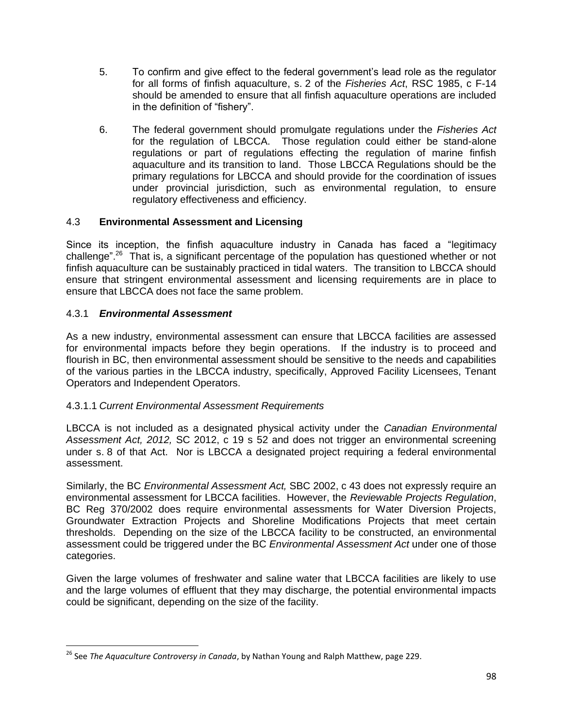5. To confirm and give effect to the federal government's lead role as the regulator for all forms of finfish aquaculture, s. 2 of the *Fisheries Act*, RSC 1985, c F-14 should be amended to ensure that all finfish aquaculture operations are included in the definition of "fishery".

6. The federal government should promulgate regulations under the *Fisheries Act* for the regulation of LBCCA. Those regulation could either be stand-alone regulations or part of regulations effecting the regulation of marine finfish aquaculture and its transition to land. Those LBCCA Regulations should be the primary regulations for LBCCA and should provide for the coordination of issues under provincial jurisdiction, such as environmental regulation, to ensure regulatory effectiveness and efficiency.

## 4.3 **Environmental Assessment and Licensing**

Since its inception, the finfish aquaculture industry in Canada has faced a "legitimacy challenge".[26] That is, a significant percentage of the population has questioned whether or not finfish aquaculture can be sustainably practiced in tidal waters. The transition to LBCCA should ensure that stringent environmental assessment and licensing requirements are in place to ensure that LBCCA does not face the same problem.

### 4.3.1 ***Environmental Assessment***

As a new industry, environmental assessment can ensure that LBCCA facilities are assessed for environmental impacts before they begin operations. If the industry is to proceed and flourish in BC, then environmental assessment should be sensitive to the needs and capabilities of the various parties in the LBCCA industry, specifically, Approved Facility Licensees, Tenant Operators and Independent Operators.

#### 4.3.1.1 *Current Environmental Assessment Requirements*

LBCCA is not included as a designated physical activity under the *Canadian Environmental Assessment Act, 2012,* SC 2012, c 19 s 52 and does not trigger an environmental screening under s. 8 of that Act. Nor is LBCCA a designated project requiring a federal environmental assessment.

Similarly, the BC *Environmental Assessment Act,* SBC 2002, c 43 does not expressly require an environmental assessment for LBCCA facilities. However, the *Reviewable Projects Regulation*, BC Reg 370/2002 does require environmental assessments for Water Diversion Projects, Groundwater Extraction Projects and Shoreline Modifications Projects that meet certain thresholds. Depending on the size of the LBCCA facility to be constructed, an environmental assessment could be triggered under the BC *Environmental Assessment Act* under one of those categories.

Given the large volumes of freshwater and saline water that LBCCA facilities are likely to use and the large volumes of effluent that they may discharge, the potential environmental impacts could be significant, depending on the size of the facility.

---

[26] See *The Aquaculture Controversy in Canada*, by Nathan Young and Ralph Matthew, page 229.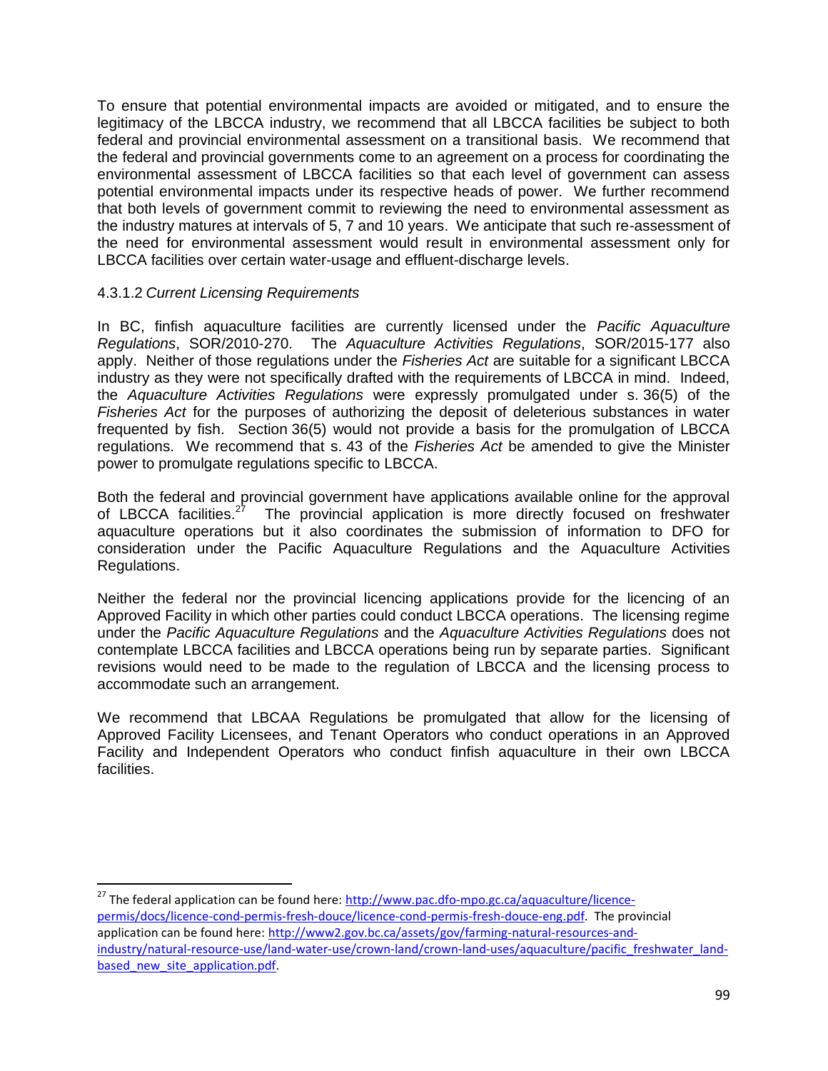To ensure that potential environmental impacts are avoided or mitigated, and to ensure the legitimacy of the LBCCA industry, we recommend that all LBCCA facilities be subject to both federal and provincial environmental assessment on a transitional basis. We recommend that the federal and provincial governments come to an agreement on a process for coordinating the environmental assessment of LBCCA facilities so that each level of government can assess potential environmental impacts under its respective heads of power. We further recommend that both levels of government commit to reviewing the need to environmental assessment as the industry matures at intervals of 5, 7 and 10 years. We anticipate that such re-assessment of the need for environmental assessment would result in environmental assessment only for LBCCA facilities over certain water-usage and effluent-discharge levels.

#### 4.3.1.2 *Current Licensing Requirements*

In BC, finfish aquaculture facilities are currently licensed under the *Pacific Aquaculture Regulations*, SOR/2010-270. The *Aquaculture Activities Regulations*, SOR/2015-177 also apply. Neither of those regulations under the *Fisheries Act* are suitable for a significant LBCCA industry as they were not specifically drafted with the requirements of LBCCA in mind. Indeed, the *Aquaculture Activities Regulations* were expressly promulgated under s. 36(5) of the *Fisheries Act* for the purposes of authorizing the deposit of deleterious substances in water frequented by fish. Section 36(5) would not provide a basis for the promulgation of LBCCA regulations. We recommend that s. 43 of the *Fisheries Act* be amended to give the Minister power to promulgate regulations specific to LBCCA.

Both the federal and provincial government have applications available online for the approval of LBCCA facilities.[27] The provincial application is more directly focused on freshwater aquaculture operations but it also coordinates the submission of information to DFO for consideration under the Pacific Aquaculture Regulations and the Aquaculture Activities Regulations.

Neither the federal nor the provincial licencing applications provide for the licencing of an Approved Facility in which other parties could conduct LBCCA operations. The licensing regime under the *Pacific Aquaculture Regulations* and the *Aquaculture Activities Regulations* does not contemplate LBCCA facilities and LBCCA operations being run by separate parties. Significant revisions would need to be made to the regulation of LBCCA and the licensing process to accommodate such an arrangement.

We recommend that LBCAA Regulations be promulgated that allow for the licensing of Approved Facility Licensees, and Tenant Operators who conduct operations in an Approved Facility and Independent Operators who conduct finfish aquaculture in their own LBCCA facilities.

---

[27] The federal application can be found here: [http://www.pac.dfo-mpo.gc.ca/aquaculture/licence-permis/docs/licence-cond-permis-fresh-douce/licence-cond-permis-fresh-douce-eng.pdf](http://www.pac.dfo-mpo.gc.ca/aquaculture/licence-permis/docs/licence-cond-permis-fresh-douce/licence-cond-permis-fresh-douce-eng.pdf). The provincial application can be found here: [http://www2.gov.bc.ca/assets/gov/farming-natural-resources-and-industry/natural-resource-use/land-water-use/crown-land/crown-land-uses/aquaculture/pacific_freshwater_land-based_new_site_application.pdf](http://www2.gov.bc.ca/assets/gov/farming-natural-resources-and-industry/natural-resource-use/land-water-use/crown-land/crown-land-uses/aquaculture/pacific_freshwater_land-based_new_site_application.pdf).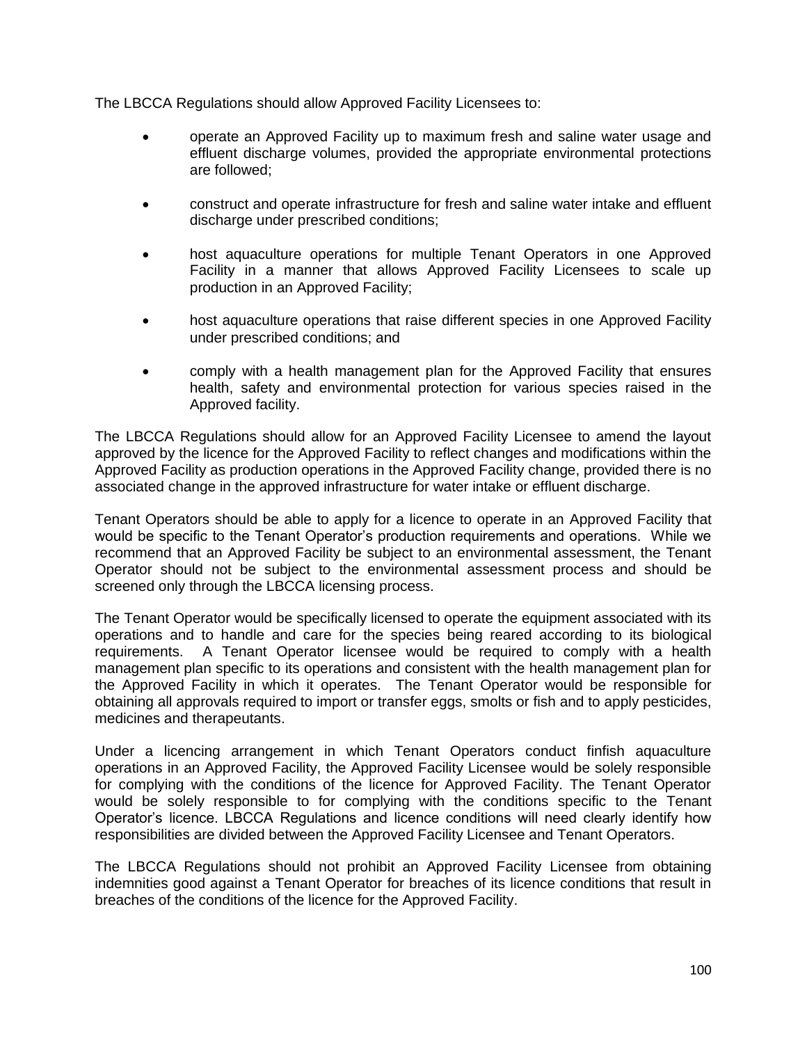The LBCCA Regulations should allow Approved Facility Licensees to:

- operate an Approved Facility up to maximum fresh and saline water usage and effluent discharge volumes, provided the appropriate environmental protections are followed;
- construct and operate infrastructure for fresh and saline water intake and effluent discharge under prescribed conditions;
- host aquaculture operations for multiple Tenant Operators in one Approved Facility in a manner that allows Approved Facility Licensees to scale up production in an Approved Facility;
- host aquaculture operations that raise different species in one Approved Facility under prescribed conditions; and
- comply with a health management plan for the Approved Facility that ensures health, safety and environmental protection for various species raised in the Approved facility.

The LBCCA Regulations should allow for an Approved Facility Licensee to amend the layout approved by the licence for the Approved Facility to reflect changes and modifications within the Approved Facility as production operations in the Approved Facility change, provided there is no associated change in the approved infrastructure for water intake or effluent discharge.

Tenant Operators should be able to apply for a licence to operate in an Approved Facility that would be specific to the Tenant Operator's production requirements and operations. While we recommend that an Approved Facility be subject to an environmental assessment, the Tenant Operator should not be subject to the environmental assessment process and should be screened only through the LBCCA licensing process.

The Tenant Operator would be specifically licensed to operate the equipment associated with its operations and to handle and care for the species being reared according to its biological requirements. A Tenant Operator licensee would be required to comply with a health management plan specific to its operations and consistent with the health management plan for the Approved Facility in which it operates. The Tenant Operator would be responsible for obtaining all approvals required to import or transfer eggs, smolts or fish and to apply pesticides, medicines and therapeutants.

Under a licencing arrangement in which Tenant Operators conduct finfish aquaculture operations in an Approved Facility, the Approved Facility Licensee would be solely responsible for complying with the conditions of the licence for Approved Facility. The Tenant Operator would be solely responsible to for complying with the conditions specific to the Tenant Operator's licence. LBCCA Regulations and licence conditions will need clearly identify how responsibilities are divided between the Approved Facility Licensee and Tenant Operators.

The LBCCA Regulations should not prohibit an Approved Facility Licensee from obtaining indemnities good against a Tenant Operator for breaches of its licence conditions that result in breaches of the conditions of the licence for the Approved Facility.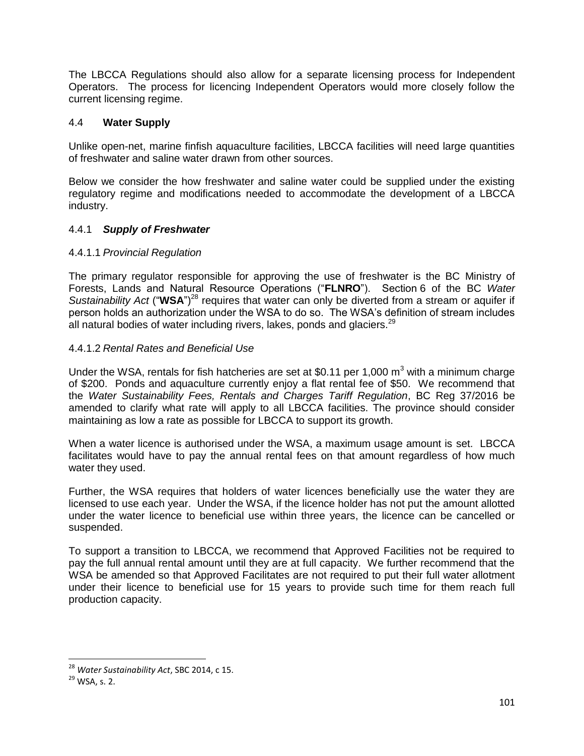The LBCCA Regulations should also allow for a separate licensing process for Independent Operators. The process for licencing Independent Operators would more closely follow the current licensing regime.

## 4.4 **Water Supply**

Unlike open-net, marine finfish aquaculture facilities, LBCCA facilities will need large quantities of freshwater and saline water drawn from other sources.

Below we consider the how freshwater and saline water could be supplied under the existing regulatory regime and modifications needed to accommodate the development of a LBCCA industry.

### 4.4.1 ***Supply of Freshwater***

#### 4.4.1.1 *Provincial Regulation*

The primary regulator responsible for approving the use of freshwater is the BC Ministry of Forests, Lands and Natural Resource Operations ("**FLNRO**"). Section 6 of the BC *Water Sustainability Act* ("**WSA**")[28] requires that water can only be diverted from a stream or aquifer if person holds an authorization under the WSA to do so. The WSA's definition of stream includes all natural bodies of water including rivers, lakes, ponds and glaciers.[29]

#### 4.4.1.2 *Rental Rates and Beneficial Use*

Under the WSA, rentals for fish hatcheries are set at \$0.11 per 1,000 $m^3$ with a minimum charge of \$200. Ponds and aquaculture currently enjoy a flat rental fee of \$50. We recommend that the *Water Sustainability Fees, Rentals and Charges Tariff Regulation*, BC Reg 37/2016 be amended to clarify what rate will apply to all LBCCA facilities. The province should consider maintaining as low a rate as possible for LBCCA to support its growth.

When a water licence is authorised under the WSA, a maximum usage amount is set. LBCCA facilitates would have to pay the annual rental fees on that amount regardless of how much water they used.

Further, the WSA requires that holders of water licences beneficially use the water they are licensed to use each year. Under the WSA, if the licence holder has not put the amount allotted under the water licence to beneficial use within three years, the licence can be cancelled or suspended.

To support a transition to LBCCA, we recommend that Approved Facilities not be required to pay the full annual rental amount until they are at full capacity. We further recommend that the WSA be amended so that Approved Facilitates are not required to put their full water allotment under their licence to beneficial use for 15 years to provide such time for them reach full production capacity.

---

[28] *Water Sustainability Act*, SBC 2014, c 15.

[29] WSA, s. 2.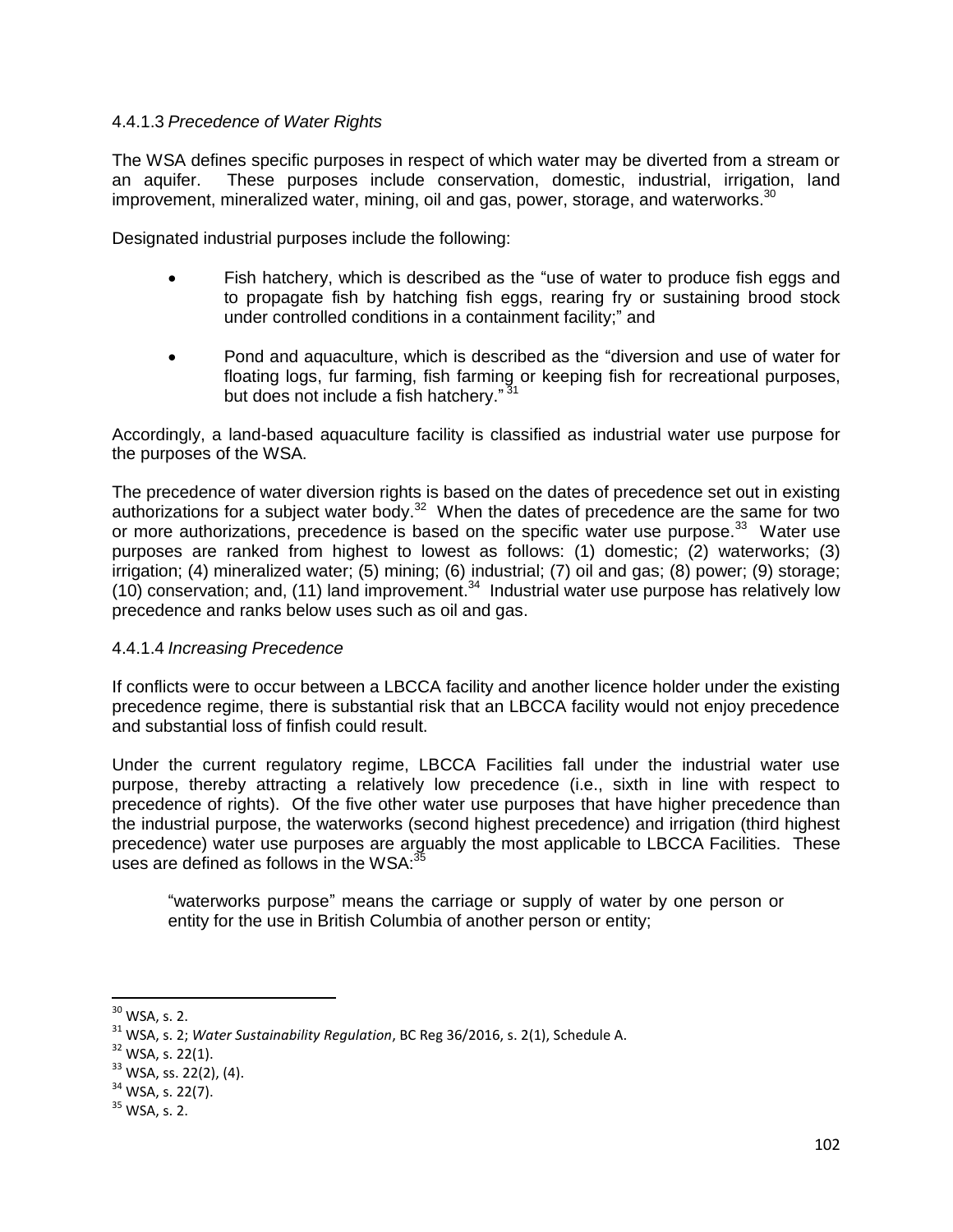#### 4.4.1.3 *Precedence of Water Rights*

The WSA defines specific purposes in respect of which water may be diverted from a stream or an aquifer. These purposes include conservation, domestic, industrial, irrigation, land improvement, mineralized water, mining, oil and gas, power, storage, and waterworks.[30]

Designated industrial purposes include the following:

- Fish hatchery, which is described as the "use of water to produce fish eggs and to propagate fish by hatching fish eggs, rearing fry or sustaining brood stock under controlled conditions in a containment facility;" and

- Pond and aquaculture, which is described as the "diversion and use of water for floating logs, fur farming, fish farming or keeping fish for recreational purposes, but does not include a fish hatchery." [31]

Accordingly, a land-based aquaculture facility is classified as industrial water use purpose for the purposes of the WSA.

The precedence of water diversion rights is based on the dates of precedence set out in existing authorizations for a subject water body.[32] When the dates of precedence are the same for two or more authorizations, precedence is based on the specific water use purpose.[33] Water use purposes are ranked from highest to lowest as follows: (1) domestic; (2) waterworks; (3) irrigation; (4) mineralized water; (5) mining; (6) industrial; (7) oil and gas; (8) power; (9) storage; (10) conservation; and, (11) land improvement.[34] Industrial water use purpose has relatively low precedence and ranks below uses such as oil and gas.

#### 4.4.1.4 *Increasing Precedence*

If conflicts were to occur between a LBCCA facility and another licence holder under the existing precedence regime, there is substantial risk that an LBCCA facility would not enjoy precedence and substantial loss of finfish could result.

Under the current regulatory regime, LBCCA Facilities fall under the industrial water use purpose, thereby attracting a relatively low precedence (i.e., sixth in line with respect to precedence of rights). Of the five other water use purposes that have higher precedence than the industrial purpose, the waterworks (second highest precedence) and irrigation (third highest precedence) water use purposes are arguably the most applicable to LBCCA Facilities. These uses are defined as follows in the WSA:[35]

> "waterworks purpose" means the carriage or supply of water by one person or entity for the use in British Columbia of another person or entity;

---

[30] WSA, s. 2.

[31] WSA, s. 2; *Water Sustainability Regulation*, BC Reg 36/2016, s. 2(1), Schedule A.

[32] WSA, s. 22(1).

[33] WSA, ss. 22(2), (4).

[34] WSA, s. 22(7).

[35] WSA, s. 2.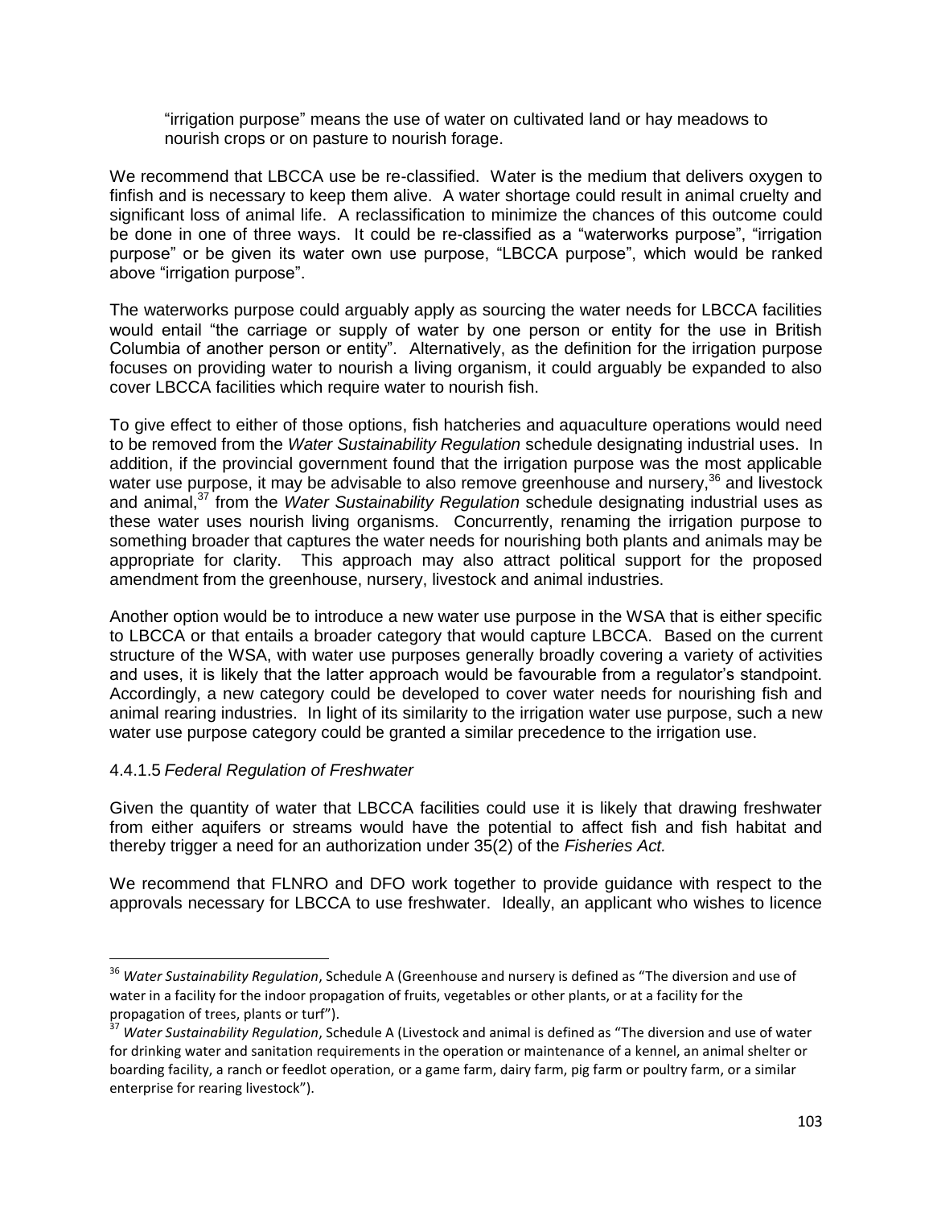"irrigation purpose" means the use of water on cultivated land or hay meadows to nourish crops or on pasture to nourish forage.

We recommend that LBCCA use be re-classified. Water is the medium that delivers oxygen to finfish and is necessary to keep them alive. A water shortage could result in animal cruelty and significant loss of animal life. A reclassification to minimize the chances of this outcome could be done in one of three ways. It could be re-classified as a "waterworks purpose", "irrigation purpose" or be given its water own use purpose, "LBCCA purpose", which would be ranked above "irrigation purpose".

The waterworks purpose could arguably apply as sourcing the water needs for LBCCA facilities would entail "the carriage or supply of water by one person or entity for the use in British Columbia of another person or entity". Alternatively, as the definition for the irrigation purpose focuses on providing water to nourish a living organism, it could arguably be expanded to also cover LBCCA facilities which require water to nourish fish.

To give effect to either of those options, fish hatcheries and aquaculture operations would need to be removed from the *Water Sustainability Regulation* schedule designating industrial uses. In addition, if the provincial government found that the irrigation purpose was the most applicable water use purpose, it may be advisable to also remove greenhouse and nursery,[36] and livestock and animal,[37] from the *Water Sustainability Regulation* schedule designating industrial uses as these water uses nourish living organisms. Concurrently, renaming the irrigation purpose to something broader that captures the water needs for nourishing both plants and animals may be appropriate for clarity. This approach may also attract political support for the proposed amendment from the greenhouse, nursery, livestock and animal industries.

Another option would be to introduce a new water use purpose in the WSA that is either specific to LBCCA or that entails a broader category that would capture LBCCA. Based on the current structure of the WSA, with water use purposes generally broadly covering a variety of activities and uses, it is likely that the latter approach would be favourable from a regulator's standpoint. Accordingly, a new category could be developed to cover water needs for nourishing fish and animal rearing industries. In light of its similarity to the irrigation water use purpose, such a new water use purpose category could be granted a similar precedence to the irrigation use.

#### 4.4.1.5 *Federal Regulation of Freshwater*

Given the quantity of water that LBCCA facilities could use it is likely that drawing freshwater from either aquifers or streams would have the potential to affect fish and fish habitat and thereby trigger a need for an authorization under 35(2) of the *Fisheries Act.*

We recommend that FLNRO and DFO work together to provide guidance with respect to the approvals necessary for LBCCA to use freshwater. Ideally, an applicant who wishes to licence

---

[36] *Water Sustainability Regulation*, Schedule A (Greenhouse and nursery is defined as "The diversion and use of water in a facility for the indoor propagation of fruits, vegetables or other plants, or at a facility for the propagation of trees, plants or turf").

[37] *Water Sustainability Regulation*, Schedule A (Livestock and animal is defined as "The diversion and use of water for drinking water and sanitation requirements in the operation or maintenance of a kennel, an animal shelter or boarding facility, a ranch or feedlot operation, or a game farm, dairy farm, pig farm or poultry farm, or a similar enterprise for rearing livestock").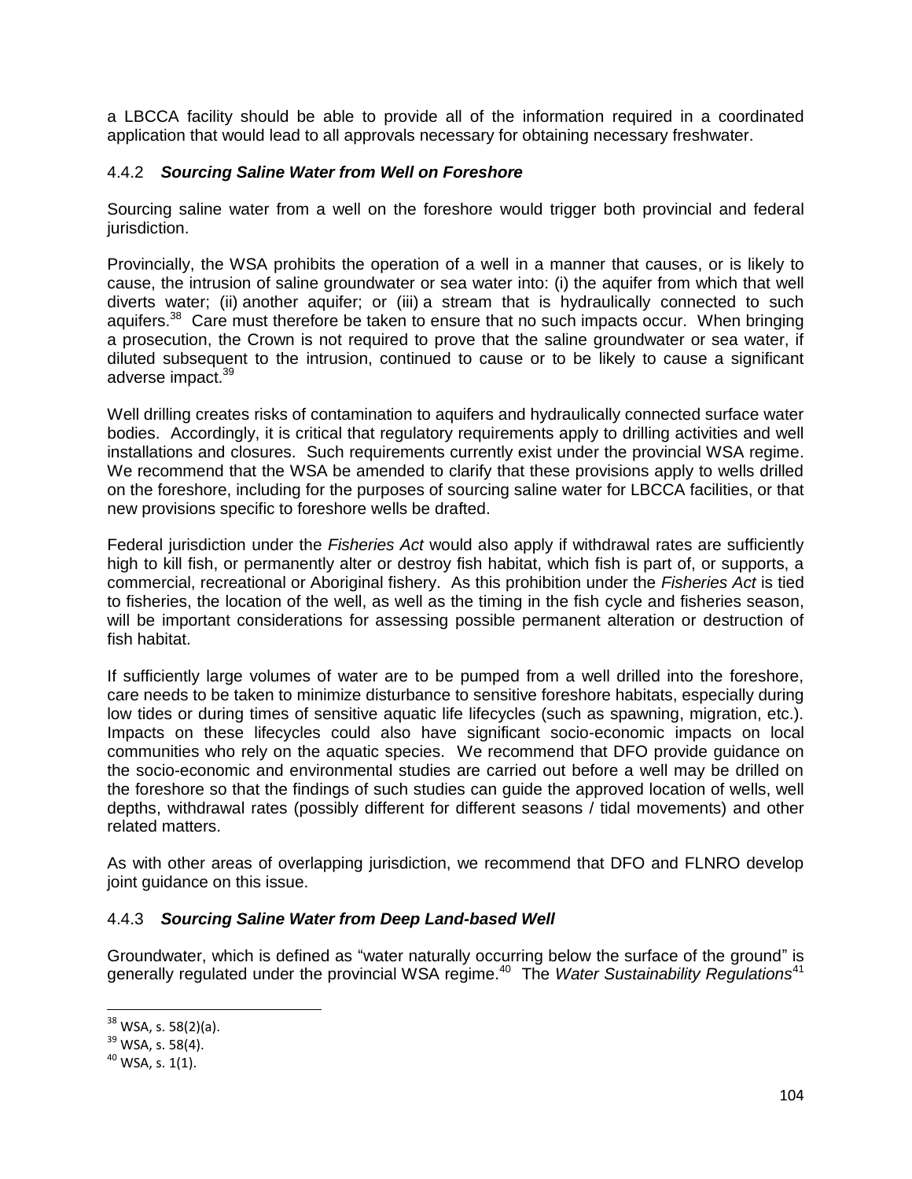a LBCCA facility should be able to provide all of the information required in a coordinated application that would lead to all approvals necessary for obtaining necessary freshwater.

### 4.4.2 *Sourcing Saline Water from Well on Foreshore*

Sourcing saline water from a well on the foreshore would trigger both provincial and federal jurisdiction.

Provincially, the WSA prohibits the operation of a well in a manner that causes, or is likely to cause, the intrusion of saline groundwater or sea water into: (i) the aquifer from which that well diverts water; (ii) another aquifer; or (iii) a stream that is hydraulically connected to such aquifers.[38] Care must therefore be taken to ensure that no such impacts occur. When bringing a prosecution, the Crown is not required to prove that the saline groundwater or sea water, if diluted subsequent to the intrusion, continued to cause or to be likely to cause a significant adverse impact.[39]

Well drilling creates risks of contamination to aquifers and hydraulically connected surface water bodies. Accordingly, it is critical that regulatory requirements apply to drilling activities and well installations and closures. Such requirements currently exist under the provincial WSA regime. We recommend that the WSA be amended to clarify that these provisions apply to wells drilled on the foreshore, including for the purposes of sourcing saline water for LBCCA facilities, or that new provisions specific to foreshore wells be drafted.

Federal jurisdiction under the *Fisheries Act* would also apply if withdrawal rates are sufficiently high to kill fish, or permanently alter or destroy fish habitat, which fish is part of, or supports, a commercial, recreational or Aboriginal fishery. As this prohibition under the *Fisheries Act* is tied to fisheries, the location of the well, as well as the timing in the fish cycle and fisheries season, will be important considerations for assessing possible permanent alteration or destruction of fish habitat.

If sufficiently large volumes of water are to be pumped from a well drilled into the foreshore, care needs to be taken to minimize disturbance to sensitive foreshore habitats, especially during low tides or during times of sensitive aquatic life lifecycles (such as spawning, migration, etc.). Impacts on these lifecycles could also have significant socio-economic impacts on local communities who rely on the aquatic species. We recommend that DFO provide guidance on the socio-economic and environmental studies are carried out before a well may be drilled on the foreshore so that the findings of such studies can guide the approved location of wells, well depths, withdrawal rates (possibly different for different seasons / tidal movements) and other related matters.

As with other areas of overlapping jurisdiction, we recommend that DFO and FLNRO develop joint guidance on this issue.

### 4.4.3 *Sourcing Saline Water from Deep Land-based Well*

Groundwater, which is defined as "water naturally occurring below the surface of the ground" is generally regulated under the provincial WSA regime.[40] The *Water Sustainability Regulations*[41]

---

[38] WSA, s. 58(2)(a).

[39] WSA, s. 58(4).

[40] WSA, s. 1(1).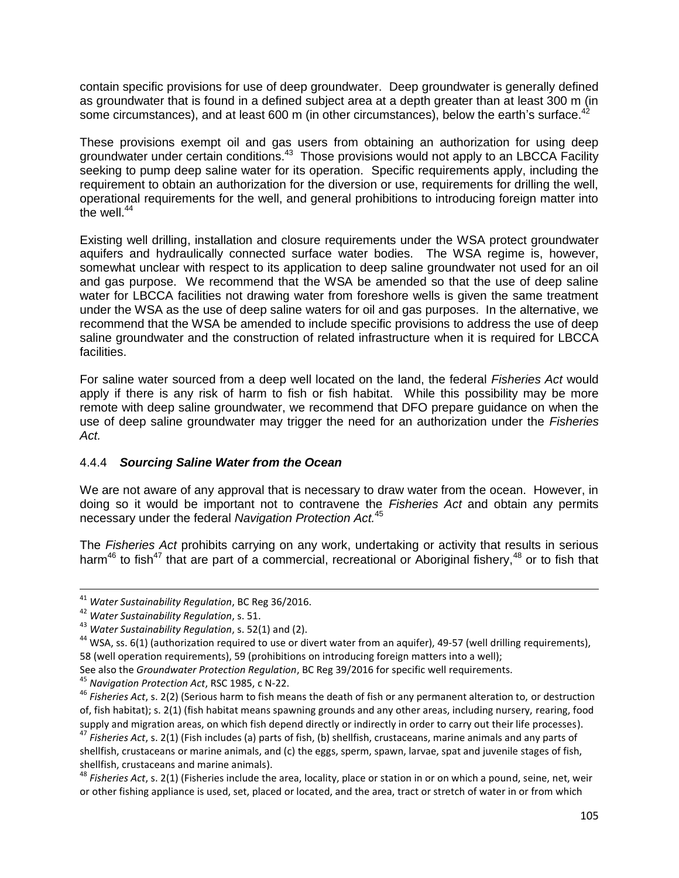contain specific provisions for use of deep groundwater. Deep groundwater is generally defined as groundwater that is found in a defined subject area at a depth greater than at least 300 m (in some circumstances), and at least 600 m (in other circumstances), below the earth's surface.[42]

These provisions exempt oil and gas users from obtaining an authorization for using deep groundwater under certain conditions.[43] Those provisions would not apply to an LBCCA Facility seeking to pump deep saline water for its operation. Specific requirements apply, including the requirement to obtain an authorization for the diversion or use, requirements for drilling the well, operational requirements for the well, and general prohibitions to introducing foreign matter into the well.[44]

Existing well drilling, installation and closure requirements under the WSA protect groundwater aquifers and hydraulically connected surface water bodies. The WSA regime is, however, somewhat unclear with respect to its application to deep saline groundwater not used for an oil and gas purpose. We recommend that the WSA be amended so that the use of deep saline water for LBCCA facilities not drawing water from foreshore wells is given the same treatment under the WSA as the use of deep saline waters for oil and gas purposes. In the alternative, we recommend that the WSA be amended to include specific provisions to address the use of deep saline groundwater and the construction of related infrastructure when it is required for LBCCA facilities.

For saline water sourced from a deep well located on the land, the federal *Fisheries Act* would apply if there is any risk of harm to fish or fish habitat. While this possibility may be more remote with deep saline groundwater, we recommend that DFO prepare guidance on when the use of deep saline groundwater may trigger the need for an authorization under the *Fisheries Act.*

#### 4.4.4 *Sourcing Saline Water from the Ocean*

We are not aware of any approval that is necessary to draw water from the ocean. However, in doing so it would be important not to contravene the *Fisheries Act* and obtain any permits necessary under the federal *Navigation Protection Act.*[45]

The *Fisheries Act* prohibits carrying on any work, undertaking or activity that results in serious harm[46] to fish[47] that are part of a commercial, recreational or Aboriginal fishery,[48] or to fish that

---

[41] *Water Sustainability Regulation*, BC Reg 36/2016.

[42] *Water Sustainability Regulation*, s. 51.

[43] *Water Sustainability Regulation*, s. 52(1) and (2).

[44] WSA, ss. 6(1) (authorization required to use or divert water from an aquifer), 49-57 (well drilling requirements), 58 (well operation requirements), 59 (prohibitions on introducing foreign matters into a well);
See also the *Groundwater Protection Regulation*, BC Reg 39/2016 for specific well requirements.

[45] *Navigation Protection Act*, RSC 1985, c N-22.

[46] *Fisheries Act*, s. 2(2) (Serious harm to fish means the death of fish or any permanent alteration to, or destruction of, fish habitat); s. 2(1) (fish habitat means spawning grounds and any other areas, including nursery, rearing, food supply and migration areas, on which fish depend directly or indirectly in order to carry out their life processes).

[47] *Fisheries Act*, s. 2(1) (Fish includes (a) parts of fish, (b) shellfish, crustaceans, marine animals and any parts of shellfish, crustaceans or marine animals, and (c) the eggs, sperm, spawn, larvae, spat and juvenile stages of fish, shellfish, crustaceans and marine animals).

[48] *Fisheries Act*, s. 2(1) (Fisheries include the area, locality, place or station in or on which a pound, seine, net, weir or other fishing appliance is used, set, placed or located, and the area, tract or stretch of water in or from which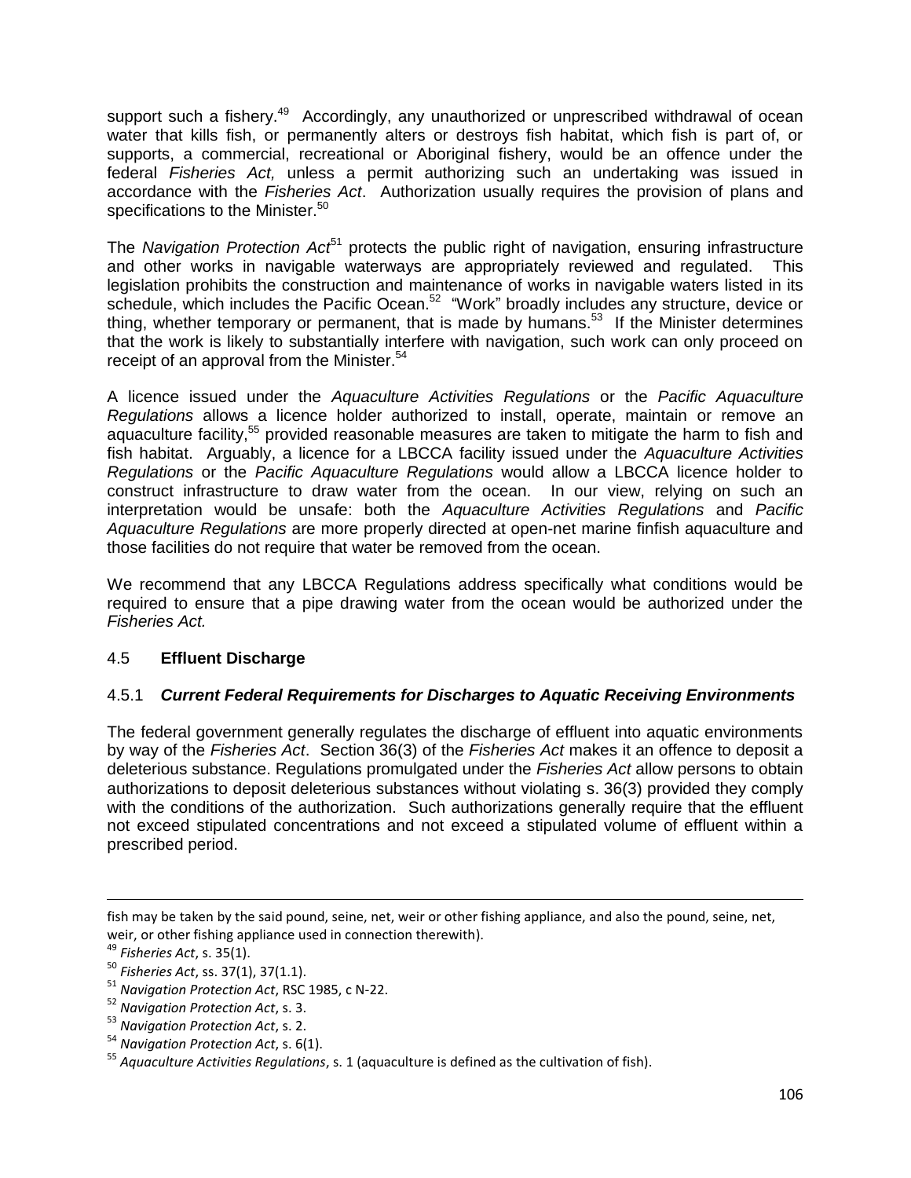support such a fishery.[49] Accordingly, any unauthorized or unprescribed withdrawal of ocean water that kills fish, or permanently alters or destroys fish habitat, which fish is part of, or supports, a commercial, recreational or Aboriginal fishery, would be an offence under the federal *Fisheries Act,* unless a permit authorizing such an undertaking was issued in accordance with the *Fisheries Act*. Authorization usually requires the provision of plans and specifications to the Minister.[50]

The *Navigation Protection Act*[51] protects the public right of navigation, ensuring infrastructure and other works in navigable waterways are appropriately reviewed and regulated. This legislation prohibits the construction and maintenance of works in navigable waters listed in its schedule, which includes the Pacific Ocean.[52] "Work" broadly includes any structure, device or thing, whether temporary or permanent, that is made by humans.[53] If the Minister determines that the work is likely to substantially interfere with navigation, such work can only proceed on receipt of an approval from the Minister.[54]

A licence issued under the *Aquaculture Activities Regulations* or the *Pacific Aquaculture Regulations* allows a licence holder authorized to install, operate, maintain or remove an aquaculture facility,[55] provided reasonable measures are taken to mitigate the harm to fish and fish habitat. Arguably, a licence for a LBCCA facility issued under the *Aquaculture Activities Regulations* or the *Pacific Aquaculture Regulations* would allow a LBCCA licence holder to construct infrastructure to draw water from the ocean. In our view, relying on such an interpretation would be unsafe: both the *Aquaculture Activities Regulations* and *Pacific Aquaculture Regulations* are more properly directed at open-net marine finfish aquaculture and those facilities do not require that water be removed from the ocean.

We recommend that any LBCCA Regulations address specifically what conditions would be required to ensure that a pipe drawing water from the ocean would be authorized under the *Fisheries Act.*

## 4.5 **Effluent Discharge**

### 4.5.1 ***Current Federal Requirements for Discharges to Aquatic Receiving Environments***

The federal government generally regulates the discharge of effluent into aquatic environments by way of the *Fisheries Act*. Section 36(3) of the *Fisheries Act* makes it an offence to deposit a deleterious substance. Regulations promulgated under the *Fisheries Act* allow persons to obtain authorizations to deposit deleterious substances without violating s. 36(3) provided they comply with the conditions of the authorization. Such authorizations generally require that the effluent not exceed stipulated concentrations and not exceed a stipulated volume of effluent within a prescribed period.

---

fish may be taken by the said pound, seine, net, weir or other fishing appliance, and also the pound, seine, net, weir, or other fishing appliance used in connection therewith).

[49] *Fisheries Act*, s. 35(1).

[50] *Fisheries Act*, ss. 37(1), 37(1.1).

[51] *Navigation Protection Act*, RSC 1985, c N-22.

[52] *Navigation Protection Act*, s. 3.

[53] *Navigation Protection Act*, s. 2.

[54] *Navigation Protection Act*, s. 6(1).

[55] *Aquaculture Activities Regulations*, s. 1 (aquaculture is defined as the cultivation of fish).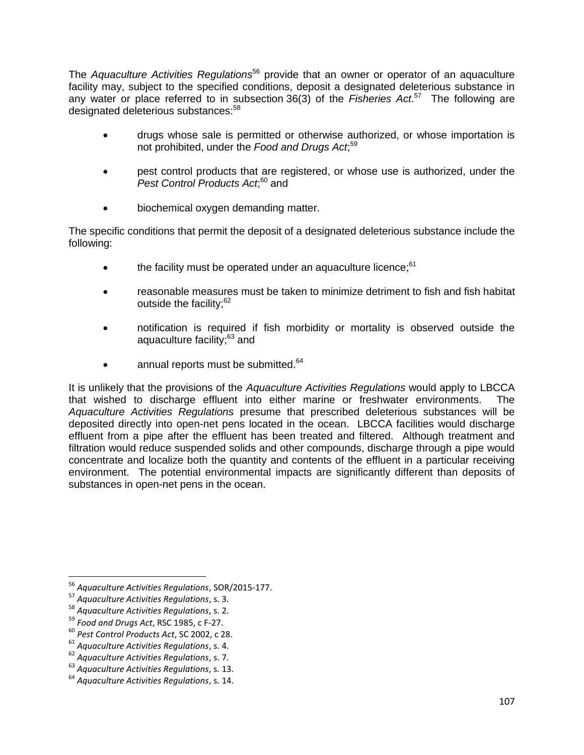The *Aquaculture Activities Regulations*[56] provide that an owner or operator of an aquaculture facility may, subject to the specified conditions, deposit a designated deleterious substance in any water or place referred to in subsection 36(3) of the *Fisheries Act*.[57] The following are designated deleterious substances:[58]

- drugs whose sale is permitted or otherwise authorized, or whose importation is not prohibited, under the *Food and Drugs Act*;[59]
- pest control products that are registered, or whose use is authorized, under the *Pest Control Products Act*;[60] and
- biochemical oxygen demanding matter.

The specific conditions that permit the deposit of a designated deleterious substance include the following:

- the facility must be operated under an aquaculture licence;[61]
- reasonable measures must be taken to minimize detriment to fish and fish habitat outside the facility;[62]
- notification is required if fish morbidity or mortality is observed outside the aquaculture facility;[63] and
- annual reports must be submitted.[64]

It is unlikely that the provisions of the *Aquaculture Activities Regulations* would apply to LBCCA that wished to discharge effluent into either marine or freshwater environments. The *Aquaculture Activities Regulations* presume that prescribed deleterious substances will be deposited directly into open-net pens located in the ocean. LBCCA facilities would discharge effluent from a pipe after the effluent has been treated and filtered. Although treatment and filtration would reduce suspended solids and other compounds, discharge through a pipe would concentrate and localize both the quantity and contents of the effluent in a particular receiving environment. The potential environmental impacts are significantly different than deposits of substances in open-net pens in the ocean.

---

[56] *Aquaculture Activities Regulations*, SOR/2015-177.

[57] *Aquaculture Activities Regulations*, s. 3.

[58] *Aquaculture Activities Regulations*, s. 2.

[59] *Food and Drugs Act*, RSC 1985, c F-27.

[60] *Pest Control Products Act*, SC 2002, c 28.

[61] *Aquaculture Activities Regulations*, s. 4.

[62] *Aquaculture Activities Regulations*, s. 7.

[63] *Aquaculture Activities Regulations*, s. 13.

[64] *Aquaculture Activities Regulations*, s. 14.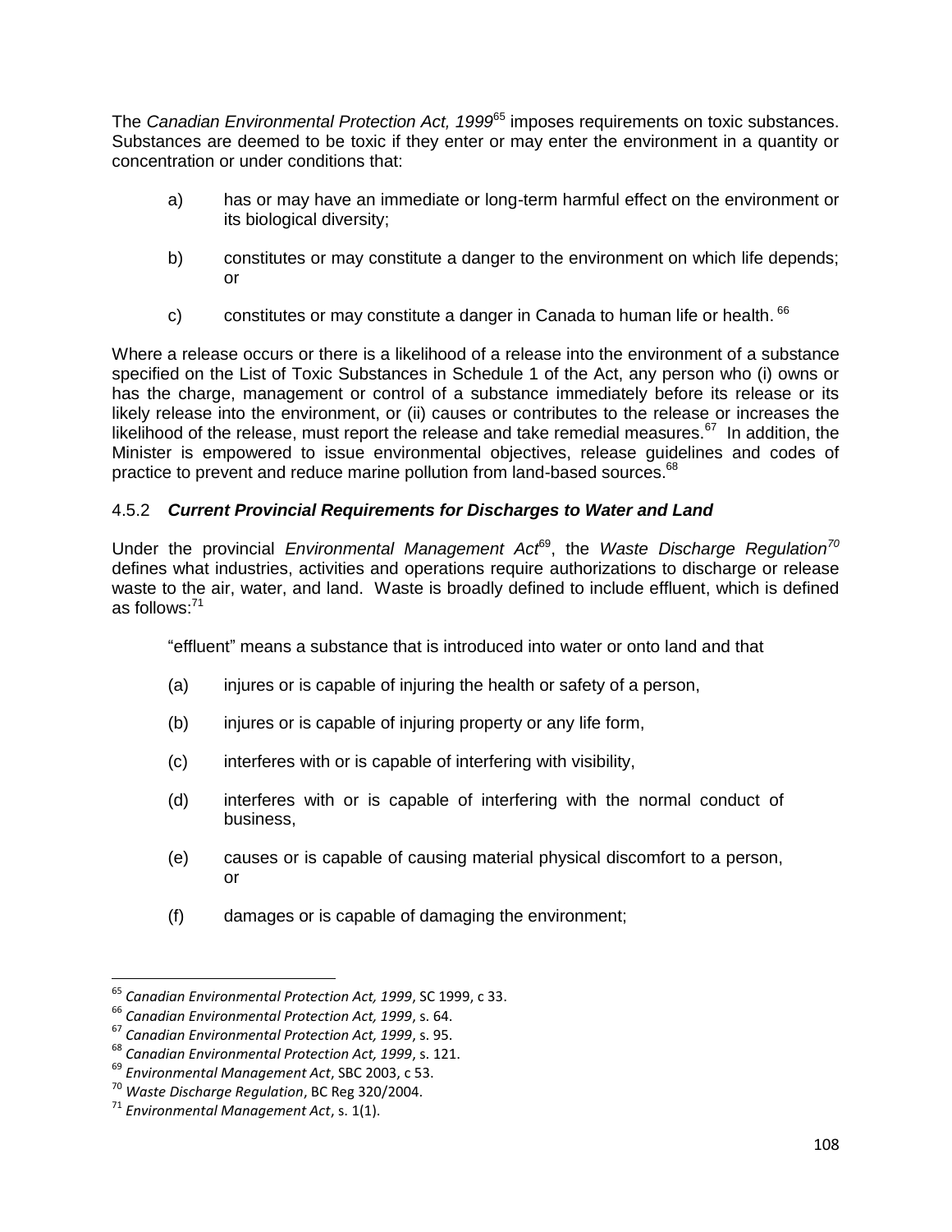The *Canadian Environmental Protection Act, 1999*[65] imposes requirements on toxic substances. Substances are deemed to be toxic if they enter or may enter the environment in a quantity or concentration or under conditions that:

a) has or may have an immediate or long-term harmful effect on the environment or its biological diversity;

b) constitutes or may constitute a danger to the environment on which life depends; or

c) constitutes or may constitute a danger in Canada to human life or health.[66]

Where a release occurs or there is a likelihood of a release into the environment of a substance specified on the List of Toxic Substances in Schedule 1 of the Act, any person who (i) owns or has the charge, management or control of a substance immediately before its release or its likely release into the environment, or (ii) causes or contributes to the release or increases the likelihood of the release, must report the release and take remedial measures.[67] In addition, the Minister is empowered to issue environmental objectives, release guidelines and codes of practice to prevent and reduce marine pollution from land-based sources.[68]

### 4.5.2 ***Current Provincial Requirements for Discharges to Water and Land***

Under the provincial *Environmental Management Act*[69], the *Waste Discharge Regulation*[70] defines what industries, activities and operations require authorizations to discharge or release waste to the air, water, and land. Waste is broadly defined to include effluent, which is defined as follows:[71]

> "effluent" means a substance that is introduced into water or onto land and that
>
> (a) injures or is capable of injuring the health or safety of a person,
>
> (b) injures or is capable of injuring property or any life form,
>
> (c) interferes with or is capable of interfering with visibility,
>
> (d) interferes with or is capable of interfering with the normal conduct of business,
>
> (e) causes or is capable of causing material physical discomfort to a person, or
>
> (f) damages or is capable of damaging the environment;

---

[65] *Canadian Environmental Protection Act, 1999*, SC 1999, c 33.

[66] *Canadian Environmental Protection Act, 1999*, s. 64.

[67] *Canadian Environmental Protection Act, 1999*, s. 95.

[68] *Canadian Environmental Protection Act, 1999*, s. 121.

[69] *Environmental Management Act*, SBC 2003, c 53.

[70] *Waste Discharge Regulation*, BC Reg 320/2004.

[71] *Environmental Management Act*, s. 1(1).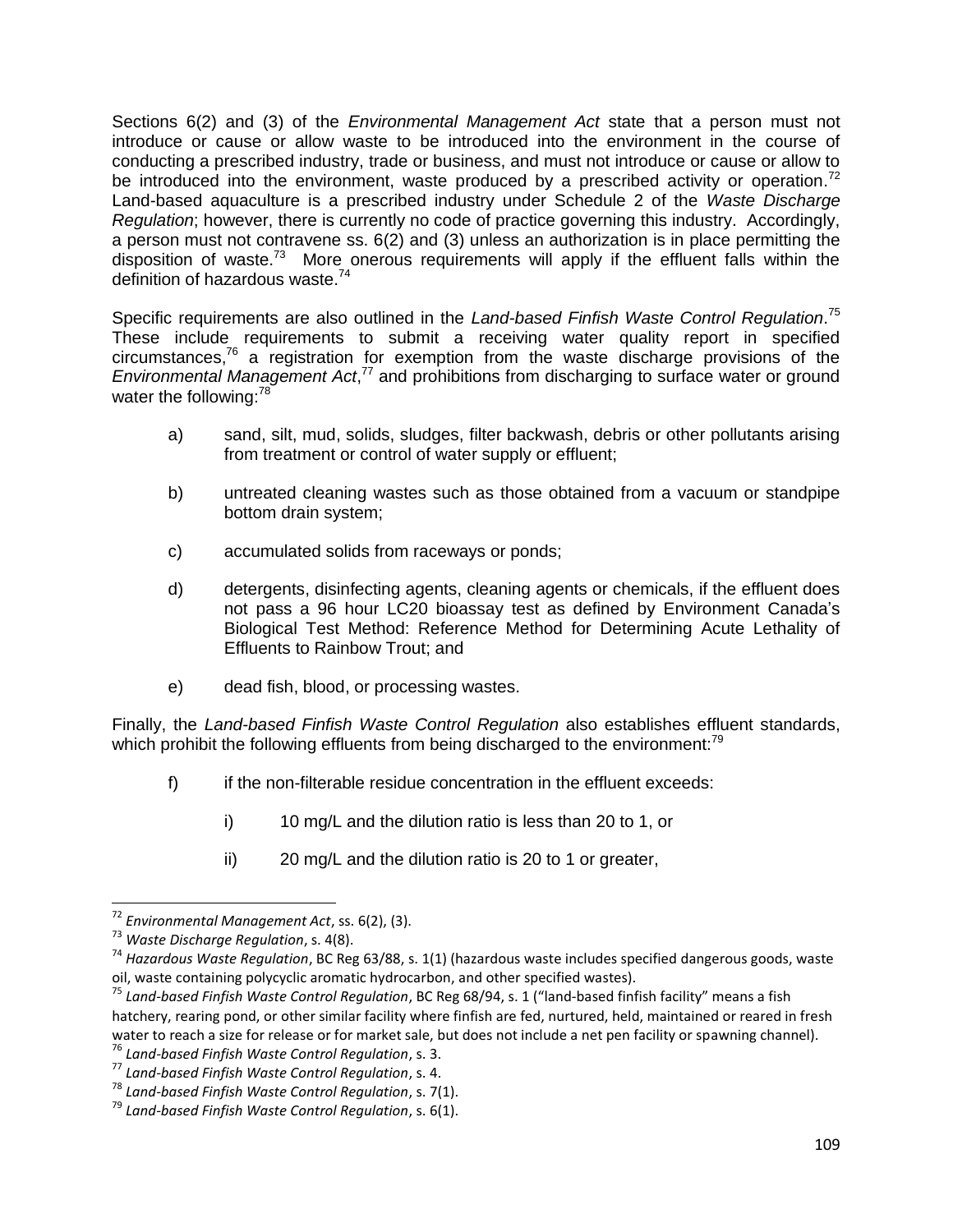Sections 6(2) and (3) of the *Environmental Management Act* state that a person must not introduce or cause or allow waste to be introduced into the environment in the course of conducting a prescribed industry, trade or business, and must not introduce or cause or allow to be introduced into the environment, waste produced by a prescribed activity or operation.[72] Land-based aquaculture is a prescribed industry under Schedule 2 of the *Waste Discharge Regulation*; however, there is currently no code of practice governing this industry. Accordingly, a person must not contravene ss. 6(2) and (3) unless an authorization is in place permitting the disposition of waste.[73] More onerous requirements will apply if the effluent falls within the definition of hazardous waste.[74]

Specific requirements are also outlined in the *Land-based Finfish Waste Control Regulation*.[75] These include requirements to submit a receiving water quality report in specified circumstances,[76] a registration for exemption from the waste discharge provisions of the *Environmental Management Act*,[77] and prohibitions from discharging to surface water or ground water the following:[78]

a) sand, silt, mud, solids, sludges, filter backwash, debris or other pollutants arising from treatment or control of water supply or effluent;

b) untreated cleaning wastes such as those obtained from a vacuum or standpipe bottom drain system;

c) accumulated solids from raceways or ponds;

d) detergents, disinfecting agents, cleaning agents or chemicals, if the effluent does not pass a 96 hour LC20 bioassay test as defined by Environment Canada's Biological Test Method: Reference Method for Determining Acute Lethality of Effluents to Rainbow Trout; and

e) dead fish, blood, or processing wastes.

Finally, the *Land-based Finfish Waste Control Regulation* also establishes effluent standards, which prohibit the following effluents from being discharged to the environment:[79]

f) if the non-filterable residue concentration in the effluent exceeds:

 i) 10 mg/L and the dilution ratio is less than 20 to 1, or

 ii) 20 mg/L and the dilution ratio is 20 to 1 or greater,

---

[72] *Environmental Management Act*, ss. 6(2), (3).

[73] *Waste Discharge Regulation*, s. 4(8).

[74] *Hazardous Waste Regulation*, BC Reg 63/88, s. 1(1) (hazardous waste includes specified dangerous goods, waste oil, waste containing polycyclic aromatic hydrocarbon, and other specified wastes).

[75] *Land-based Finfish Waste Control Regulation*, BC Reg 68/94, s. 1 ("land-based finfish facility" means a fish hatchery, rearing pond, or other similar facility where finfish are fed, nurtured, held, maintained or reared in fresh water to reach a size for release or for market sale, but does not include a net pen facility or spawning channel).

[76] *Land-based Finfish Waste Control Regulation*, s. 3.

[77] *Land-based Finfish Waste Control Regulation*, s. 4.

[78] *Land-based Finfish Waste Control Regulation*, s. 7(1).

[79] *Land-based Finfish Waste Control Regulation*, s. 6(1).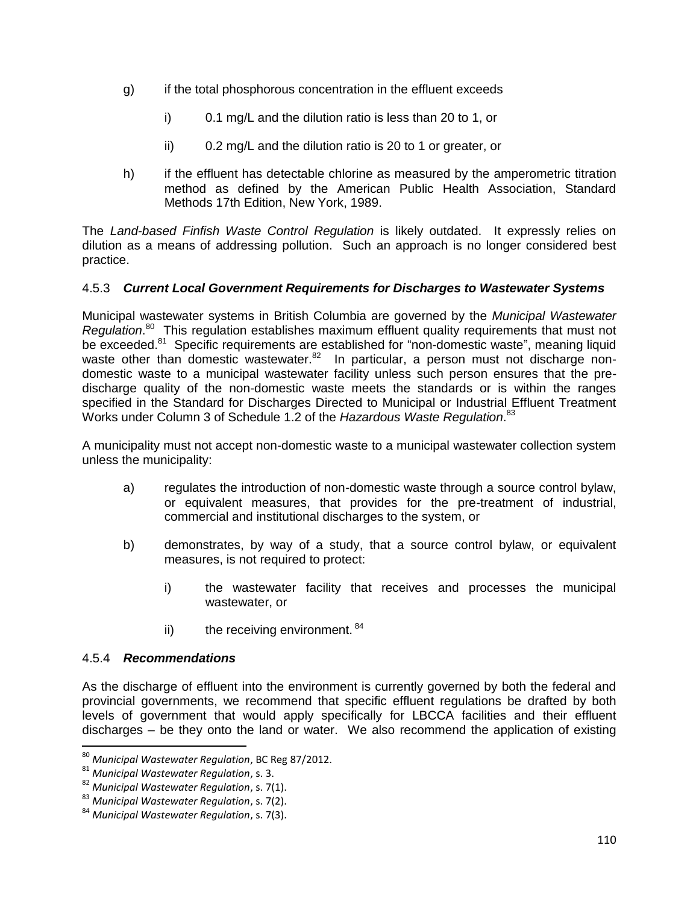g) if the total phosphorous concentration in the effluent exceeds

   i) 0.1 mg/L and the dilution ratio is less than 20 to 1, or

   ii) 0.2 mg/L and the dilution ratio is 20 to 1 or greater, or

h) if the effluent has detectable chlorine as measured by the amperometric titration method as defined by the American Public Health Association, Standard Methods 17th Edition, New York, 1989.

The *Land-based Finfish Waste Control Regulation* is likely outdated. It expressly relies on dilution as a means of addressing pollution. Such an approach is no longer considered best practice.

### 4.5.3 *Current Local Government Requirements for Discharges to Wastewater Systems*

Municipal wastewater systems in British Columbia are governed by the *Municipal Wastewater Regulation*.[80] This regulation establishes maximum effluent quality requirements that must not be exceeded.[81] Specific requirements are established for "non-domestic waste", meaning liquid waste other than domestic wastewater.[82] In particular, a person must not discharge non-domestic waste to a municipal wastewater facility unless such person ensures that the pre-discharge quality of the non-domestic waste meets the standards or is within the ranges specified in the Standard for Discharges Directed to Municipal or Industrial Effluent Treatment Works under Column 3 of Schedule 1.2 of the *Hazardous Waste Regulation*.[83]

A municipality must not accept non-domestic waste to a municipal wastewater collection system unless the municipality:

a) regulates the introduction of non-domestic waste through a source control bylaw, or equivalent measures, that provides for the pre-treatment of industrial, commercial and institutional discharges to the system, or

b) demonstrates, by way of a study, that a source control bylaw, or equivalent measures, is not required to protect:

   i) the wastewater facility that receives and processes the municipal wastewater, or

   ii) the receiving environment.[84]

### 4.5.4 *Recommendations*

As the discharge of effluent into the environment is currently governed by both the federal and provincial governments, we recommend that specific effluent regulations be drafted by both levels of government that would apply specifically for LBCCA facilities and their effluent discharges – be they onto the land or water. We also recommend the application of existing

---

[80] *Municipal Wastewater Regulation*, BC Reg 87/2012.

[81] *Municipal Wastewater Regulation*, s. 3.

[82] *Municipal Wastewater Regulation*, s. 7(1).

[83] *Municipal Wastewater Regulation*, s. 7(2).

[84] *Municipal Wastewater Regulation*, s. 7(3).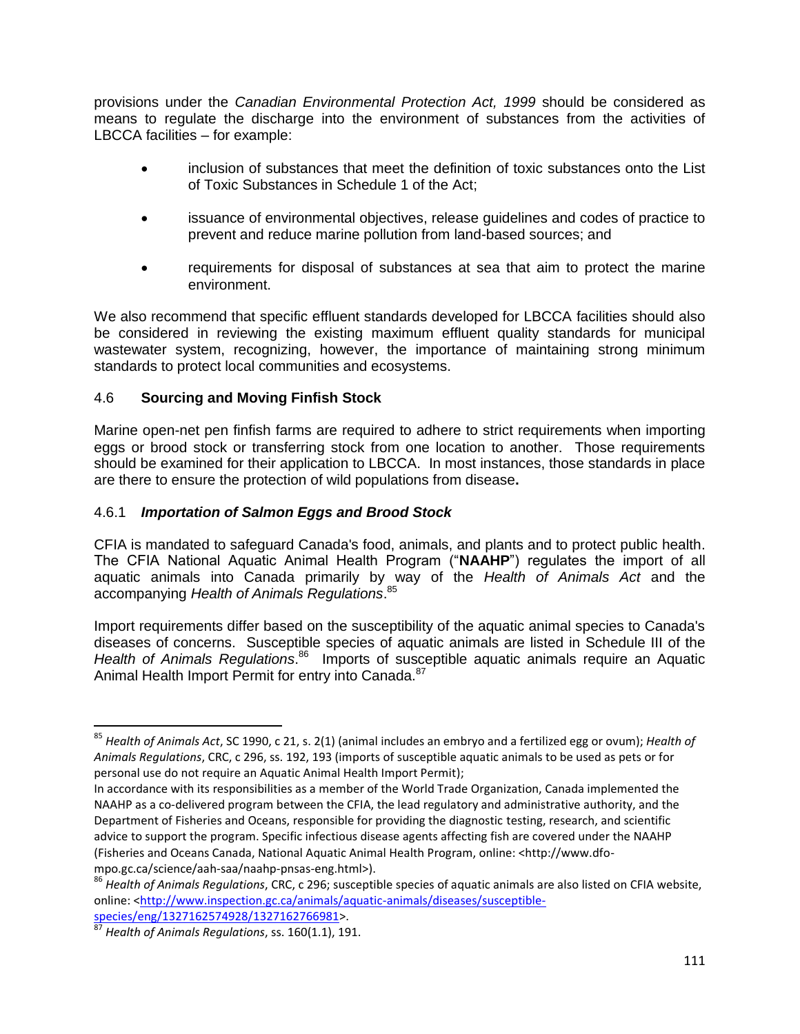provisions under the *Canadian Environmental Protection Act, 1999* should be considered as means to regulate the discharge into the environment of substances from the activities of LBCCA facilities – for example:

- inclusion of substances that meet the definition of toxic substances onto the List of Toxic Substances in Schedule 1 of the Act;
- issuance of environmental objectives, release guidelines and codes of practice to prevent and reduce marine pollution from land-based sources; and
- requirements for disposal of substances at sea that aim to protect the marine environment.

We also recommend that specific effluent standards developed for LBCCA facilities should also be considered in reviewing the existing maximum effluent quality standards for municipal wastewater system, recognizing, however, the importance of maintaining strong minimum standards to protect local communities and ecosystems.

### 4.6 **Sourcing and Moving Finfish Stock**

Marine open-net pen finfish farms are required to adhere to strict requirements when importing eggs or brood stock or transferring stock from one location to another. Those requirements should be examined for their application to LBCCA. In most instances, those standards in place are there to ensure the protection of wild populations from disease**.**

#### 4.6.1 ***Importation of Salmon Eggs and Brood Stock***

CFIA is mandated to safeguard Canada's food, animals, and plants and to protect public health. The CFIA National Aquatic Animal Health Program ("**NAAHP**") regulates the import of all aquatic animals into Canada primarily by way of the *Health of Animals Act* and the accompanying *Health of Animals Regulations*.[85]

Import requirements differ based on the susceptibility of the aquatic animal species to Canada's diseases of concerns. Susceptible species of aquatic animals are listed in Schedule III of the *Health of Animals Regulations*.[86] Imports of susceptible aquatic animals require an Aquatic Animal Health Import Permit for entry into Canada.[87]

---

[85] *Health of Animals Act*, SC 1990, c 21, s. 2(1) (animal includes an embryo and a fertilized egg or ovum); *Health of Animals Regulations*, CRC, c 296, ss. 192, 193 (imports of susceptible aquatic animals to be used as pets or for personal use do not require an Aquatic Animal Health Import Permit);
In accordance with its responsibilities as a member of the World Trade Organization, Canada implemented the NAAHP as a co-delivered program between the CFIA, the lead regulatory and administrative authority, and the Department of Fisheries and Oceans, responsible for providing the diagnostic testing, research, and scientific advice to support the program. Specific infectious disease agents affecting fish are covered under the NAAHP (Fisheries and Oceans Canada, National Aquatic Animal Health Program, online: <http://www.dfo-mpo.gc.ca/science/aah-saa/naahp-pnsas-eng.html>).

[86] *Health of Animals Regulations*, CRC, c 296; susceptible species of aquatic animals are also listed on CFIA website, online: <http://www.inspection.gc.ca/animals/aquatic-animals/diseases/susceptible-species/eng/1327162574928/1327162766981>.

[87] *Health of Animals Regulations*, ss. 160(1.1), 191.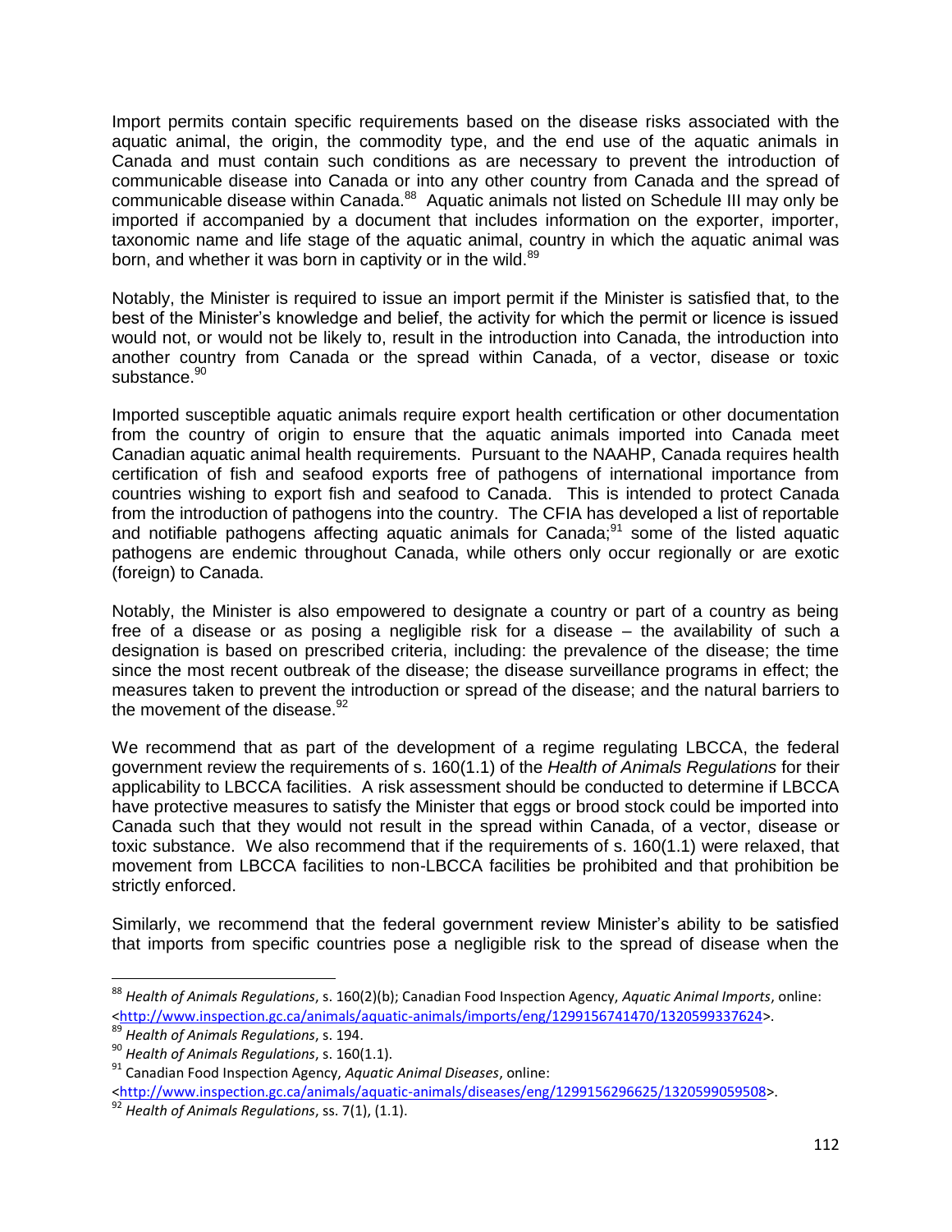Import permits contain specific requirements based on the disease risks associated with the aquatic animal, the origin, the commodity type, and the end use of the aquatic animals in Canada and must contain such conditions as are necessary to prevent the introduction of communicable disease into Canada or into any other country from Canada and the spread of communicable disease within Canada.[88] Aquatic animals not listed on Schedule III may only be imported if accompanied by a document that includes information on the exporter, importer, taxonomic name and life stage of the aquatic animal, country in which the aquatic animal was born, and whether it was born in captivity or in the wild.[89]

Notably, the Minister is required to issue an import permit if the Minister is satisfied that, to the best of the Minister's knowledge and belief, the activity for which the permit or licence is issued would not, or would not be likely to, result in the introduction into Canada, the introduction into another country from Canada or the spread within Canada, of a vector, disease or toxic substance.[90]

Imported susceptible aquatic animals require export health certification or other documentation from the country of origin to ensure that the aquatic animals imported into Canada meet Canadian aquatic animal health requirements. Pursuant to the NAAHP, Canada requires health certification of fish and seafood exports free of pathogens of international importance from countries wishing to export fish and seafood to Canada. This is intended to protect Canada from the introduction of pathogens into the country. The CFIA has developed a list of reportable and notifiable pathogens affecting aquatic animals for Canada;[91] some of the listed aquatic pathogens are endemic throughout Canada, while others only occur regionally or are exotic (foreign) to Canada.

Notably, the Minister is also empowered to designate a country or part of a country as being free of a disease or as posing a negligible risk for a disease – the availability of such a designation is based on prescribed criteria, including: the prevalence of the disease; the time since the most recent outbreak of the disease; the disease surveillance programs in effect; the measures taken to prevent the introduction or spread of the disease; and the natural barriers to the movement of the disease.[92]

We recommend that as part of the development of a regime regulating LBCCA, the federal government review the requirements of s. 160(1.1) of the *Health of Animals Regulations* for their applicability to LBCCA facilities. A risk assessment should be conducted to determine if LBCCA have protective measures to satisfy the Minister that eggs or brood stock could be imported into Canada such that they would not result in the spread within Canada, of a vector, disease or toxic substance. We also recommend that if the requirements of s. 160(1.1) were relaxed, that movement from LBCCA facilities to non-LBCCA facilities be prohibited and that prohibition be strictly enforced.

Similarly, we recommend that the federal government review Minister's ability to be satisfied that imports from specific countries pose a negligible risk to the spread of disease when the

---

[88] *Health of Animals Regulations*, s. 160(2)(b); Canadian Food Inspection Agency, *Aquatic Animal Imports*, online: <http://www.inspection.gc.ca/animals/aquatic-animals/imports/eng/1299156741470/1320599337624>.

[89] *Health of Animals Regulations*, s. 194.

[90] *Health of Animals Regulations*, s. 160(1.1).

[91] Canadian Food Inspection Agency, *Aquatic Animal Diseases*, online: <http://www.inspection.gc.ca/animals/aquatic-animals/diseases/eng/1299156296625/1320599059508>.

[92] *Health of Animals Regulations*, ss. 7(1), (1.1).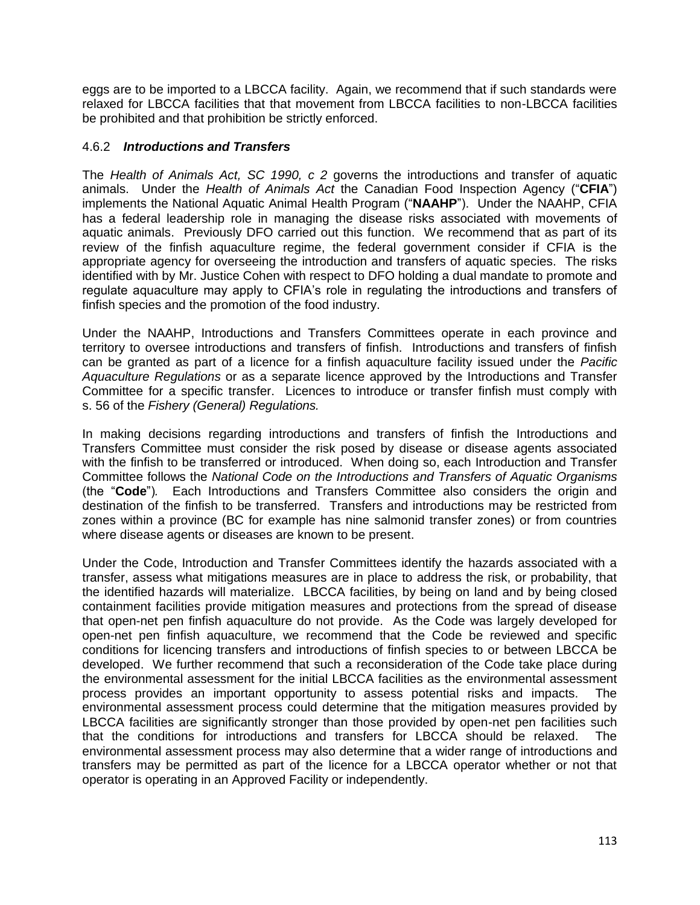eggs are to be imported to a LBCCA facility. Again, we recommend that if such standards were relaxed for LBCCA facilities that that movement from LBCCA facilities to non-LBCCA facilities be prohibited and that prohibition be strictly enforced.

#### 4.6.2 ***Introductions and Transfers***

The *Health of Animals Act, SC 1990, c 2* governs the introductions and transfer of aquatic animals. Under the *Health of Animals Act* the Canadian Food Inspection Agency ("**CFIA**") implements the National Aquatic Animal Health Program ("**NAAHP**"). Under the NAAHP, CFIA has a federal leadership role in managing the disease risks associated with movements of aquatic animals. Previously DFO carried out this function. We recommend that as part of its review of the finfish aquaculture regime, the federal government consider if CFIA is the appropriate agency for overseeing the introduction and transfers of aquatic species. The risks identified with by Mr. Justice Cohen with respect to DFO holding a dual mandate to promote and regulate aquaculture may apply to CFIA's role in regulating the introductions and transfers of finfish species and the promotion of the food industry.

Under the NAAHP, Introductions and Transfers Committees operate in each province and territory to oversee introductions and transfers of finfish. Introductions and transfers of finfish can be granted as part of a licence for a finfish aquaculture facility issued under the *Pacific Aquaculture Regulations* or as a separate licence approved by the Introductions and Transfer Committee for a specific transfer. Licences to introduce or transfer finfish must comply with s. 56 of the *Fishery (General) Regulations.*

In making decisions regarding introductions and transfers of finfish the Introductions and Transfers Committee must consider the risk posed by disease or disease agents associated with the finfish to be transferred or introduced. When doing so, each Introduction and Transfer Committee follows the *National Code on the Introductions and Transfers of Aquatic Organisms* (the "**Code**"). Each Introductions and Transfers Committee also considers the origin and destination of the finfish to be transferred. Transfers and introductions may be restricted from zones within a province (BC for example has nine salmonid transfer zones) or from countries where disease agents or diseases are known to be present.

Under the Code, Introduction and Transfer Committees identify the hazards associated with a transfer, assess what mitigations measures are in place to address the risk, or probability, that the identified hazards will materialize. LBCCA facilities, by being on land and by being closed containment facilities provide mitigation measures and protections from the spread of disease that open-net pen finfish aquaculture do not provide. As the Code was largely developed for open-net pen finfish aquaculture, we recommend that the Code be reviewed and specific conditions for licencing transfers and introductions of finfish species to or between LBCCA be developed. We further recommend that such a reconsideration of the Code take place during the environmental assessment for the initial LBCCA facilities as the environmental assessment process provides an important opportunity to assess potential risks and impacts. The environmental assessment process could determine that the mitigation measures provided by LBCCA facilities are significantly stronger than those provided by open-net pen facilities such that the conditions for introductions and transfers for LBCCA should be relaxed. The environmental assessment process may also determine that a wider range of introductions and transfers may be permitted as part of the licence for a LBCCA operator whether or not that operator is operating in an Approved Facility or independently.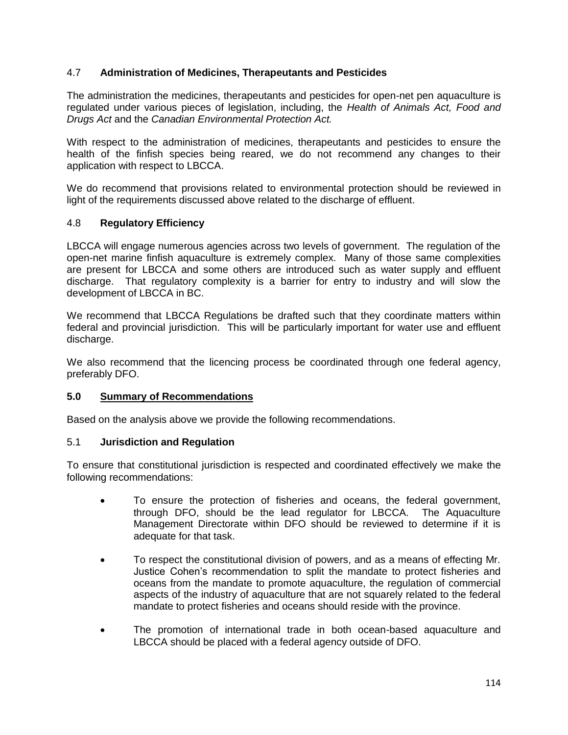### 4.7 **Administration of Medicines, Therapeutants and Pesticides**

The administration the medicines, therapeutants and pesticides for open-net pen aquaculture is regulated under various pieces of legislation, including, the *Health of Animals Act, Food and Drugs Act* and the *Canadian Environmental Protection Act.*

With respect to the administration of medicines, therapeutants and pesticides to ensure the health of the finfish species being reared, we do not recommend any changes to their application with respect to LBCCA.

We do recommend that provisions related to environmental protection should be reviewed in light of the requirements discussed above related to the discharge of effluent.

### 4.8 **Regulatory Efficiency**

LBCCA will engage numerous agencies across two levels of government. The regulation of the open-net marine finfish aquaculture is extremely complex. Many of those same complexities are present for LBCCA and some others are introduced such as water supply and effluent discharge. That regulatory complexity is a barrier for entry to industry and will slow the development of LBCCA in BC.

We recommend that LBCCA Regulations be drafted such that they coordinate matters within federal and provincial jurisdiction. This will be particularly important for water use and effluent discharge.

We also recommend that the licencing process be coordinated through one federal agency, preferably DFO.

## **5.0 Summary of Recommendations**

Based on the analysis above we provide the following recommendations.

### 5.1 **Jurisdiction and Regulation**

To ensure that constitutional jurisdiction is respected and coordinated effectively we make the following recommendations:

- To ensure the protection of fisheries and oceans, the federal government, through DFO, should be the lead regulator for LBCCA. The Aquaculture Management Directorate within DFO should be reviewed to determine if it is adequate for that task.
- To respect the constitutional division of powers, and as a means of effecting Mr. Justice Cohen's recommendation to split the mandate to protect fisheries and oceans from the mandate to promote aquaculture, the regulation of commercial aspects of the industry of aquaculture that are not squarely related to the federal mandate to protect fisheries and oceans should reside with the province.
- The promotion of international trade in both ocean-based aquaculture and LBCCA should be placed with a federal agency outside of DFO.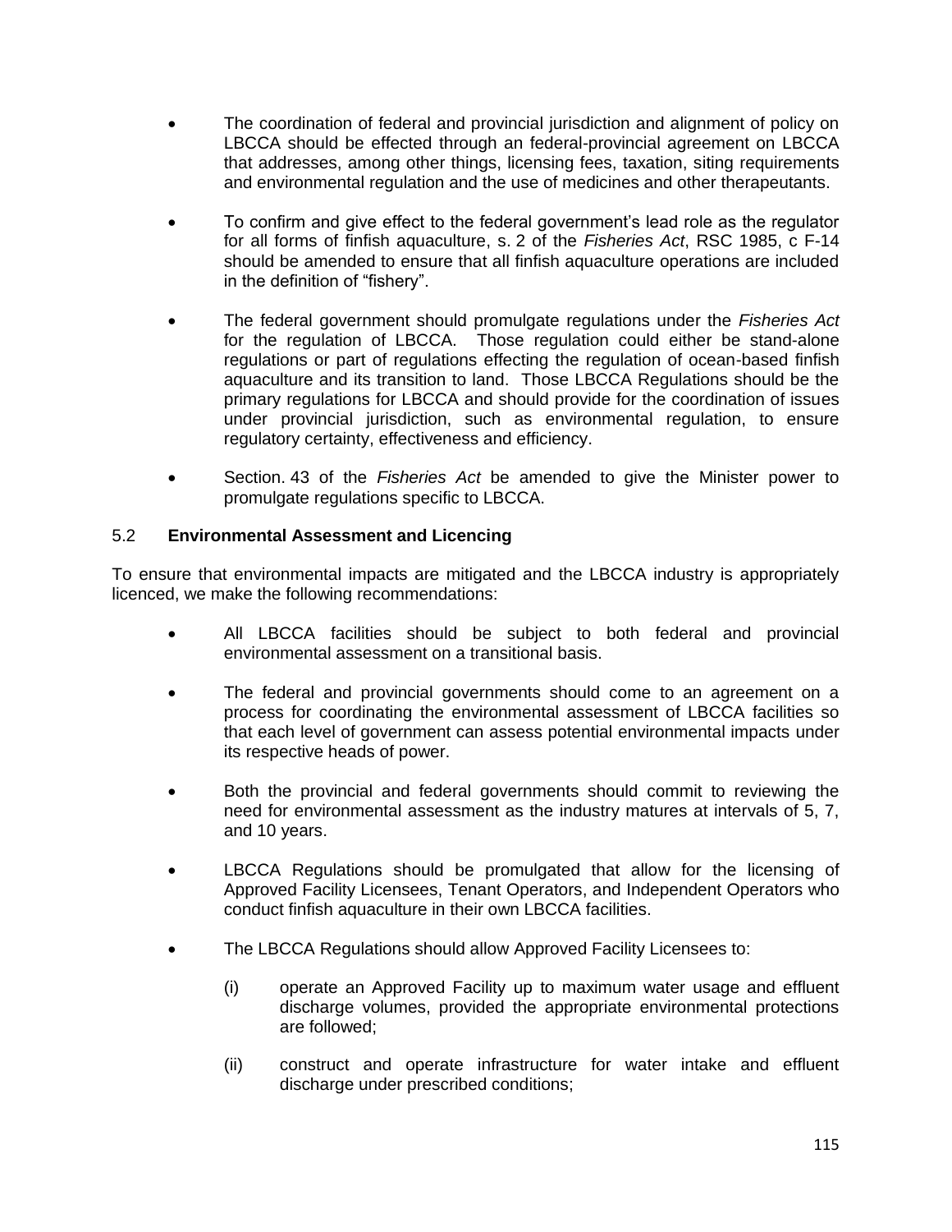- The coordination of federal and provincial jurisdiction and alignment of policy on LBCCA should be effected through an federal-provincial agreement on LBCCA that addresses, among other things, licensing fees, taxation, siting requirements and environmental regulation and the use of medicines and other therapeutants.

- To confirm and give effect to the federal government's lead role as the regulator for all forms of finfish aquaculture, s. 2 of the *Fisheries Act*, RSC 1985, c F-14 should be amended to ensure that all finfish aquaculture operations are included in the definition of "fishery".

- The federal government should promulgate regulations under the *Fisheries Act* for the regulation of LBCCA. Those regulation could either be stand-alone regulations or part of regulations effecting the regulation of ocean-based finfish aquaculture and its transition to land. Those LBCCA Regulations should be the primary regulations for LBCCA and should provide for the coordination of issues under provincial jurisdiction, such as environmental regulation, to ensure regulatory certainty, effectiveness and efficiency.

- Section. 43 of the *Fisheries Act* be amended to give the Minister power to promulgate regulations specific to LBCCA.

## 5.2 Environmental Assessment and Licencing

To ensure that environmental impacts are mitigated and the LBCCA industry is appropriately licenced, we make the following recommendations:

- All LBCCA facilities should be subject to both federal and provincial environmental assessment on a transitional basis.

- The federal and provincial governments should come to an agreement on a process for coordinating the environmental assessment of LBCCA facilities so that each level of government can assess potential environmental impacts under its respective heads of power.

- Both the provincial and federal governments should commit to reviewing the need for environmental assessment as the industry matures at intervals of 5, 7, and 10 years.

- LBCCA Regulations should be promulgated that allow for the licensing of Approved Facility Licensees, Tenant Operators, and Independent Operators who conduct finfish aquaculture in their own LBCCA facilities.

- The LBCCA Regulations should allow Approved Facility Licensees to:

  (i) operate an Approved Facility up to maximum water usage and effluent discharge volumes, provided the appropriate environmental protections are followed;

  (ii) construct and operate infrastructure for water intake and effluent discharge under prescribed conditions;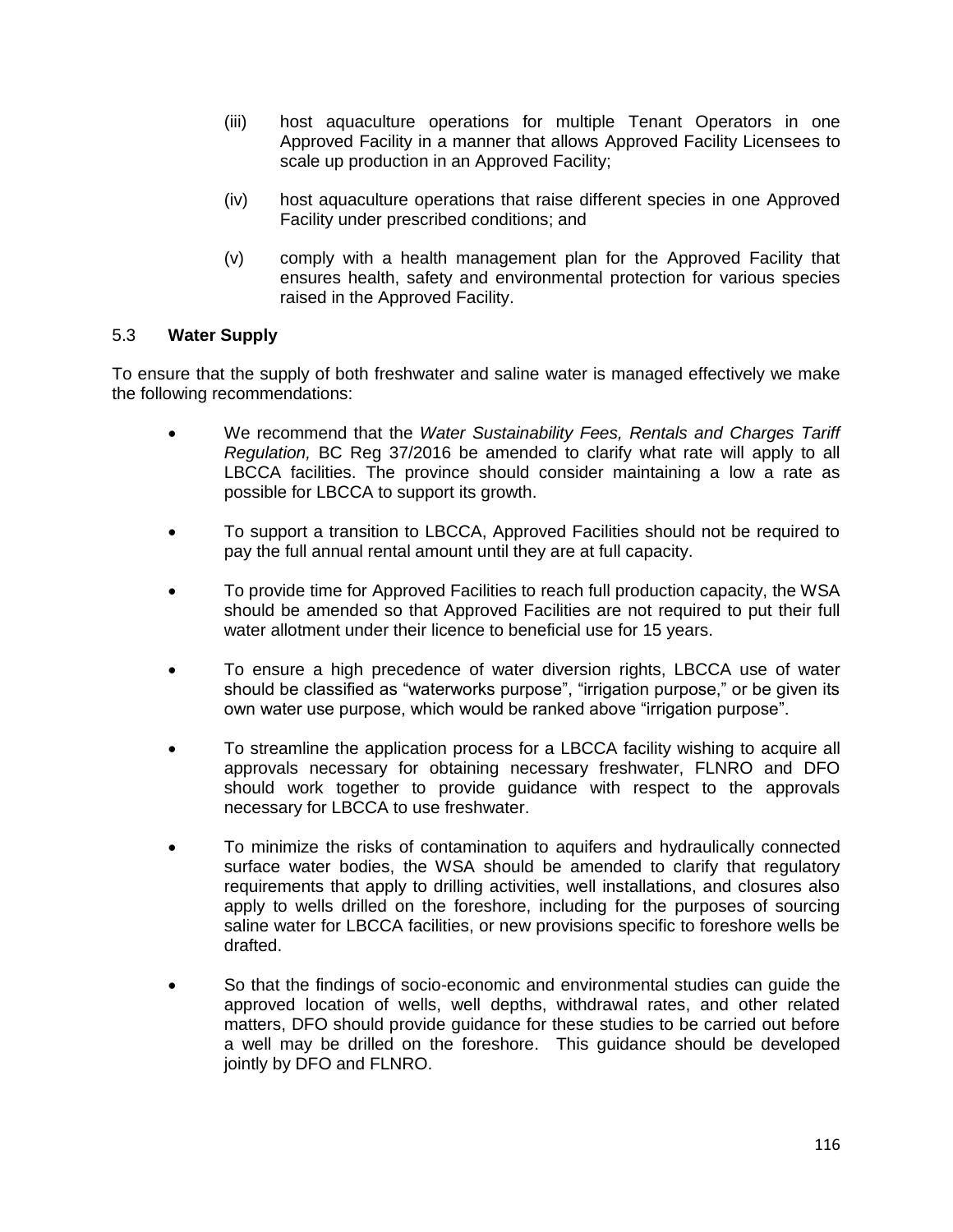(iii) host aquaculture operations for multiple Tenant Operators in one Approved Facility in a manner that allows Approved Facility Licensees to scale up production in an Approved Facility;

(iv) host aquaculture operations that raise different species in one Approved Facility under prescribed conditions; and

(v) comply with a health management plan for the Approved Facility that ensures health, safety and environmental protection for various species raised in the Approved Facility.

### 5.3 **Water Supply**

To ensure that the supply of both freshwater and saline water is managed effectively we make the following recommendations:

- We recommend that the *Water Sustainability Fees, Rentals and Charges Tariff Regulation,* BC Reg 37/2016 be amended to clarify what rate will apply to all LBCCA facilities. The province should consider maintaining a low a rate as possible for LBCCA to support its growth.
- To support a transition to LBCCA, Approved Facilities should not be required to pay the full annual rental amount until they are at full capacity.
- To provide time for Approved Facilities to reach full production capacity, the WSA should be amended so that Approved Facilities are not required to put their full water allotment under their licence to beneficial use for 15 years.
- To ensure a high precedence of water diversion rights, LBCCA use of water should be classified as "waterworks purpose", "irrigation purpose," or be given its own water use purpose, which would be ranked above "irrigation purpose".
- To streamline the application process for a LBCCA facility wishing to acquire all approvals necessary for obtaining necessary freshwater, FLNRO and DFO should work together to provide guidance with respect to the approvals necessary for LBCCA to use freshwater.
- To minimize the risks of contamination to aquifers and hydraulically connected surface water bodies, the WSA should be amended to clarify that regulatory requirements that apply to drilling activities, well installations, and closures also apply to wells drilled on the foreshore, including for the purposes of sourcing saline water for LBCCA facilities, or new provisions specific to foreshore wells be drafted.
- So that the findings of socio-economic and environmental studies can guide the approved location of wells, well depths, withdrawal rates, and other related matters, DFO should provide guidance for these studies to be carried out before a well may be drilled on the foreshore. This guidance should be developed jointly by DFO and FLNRO.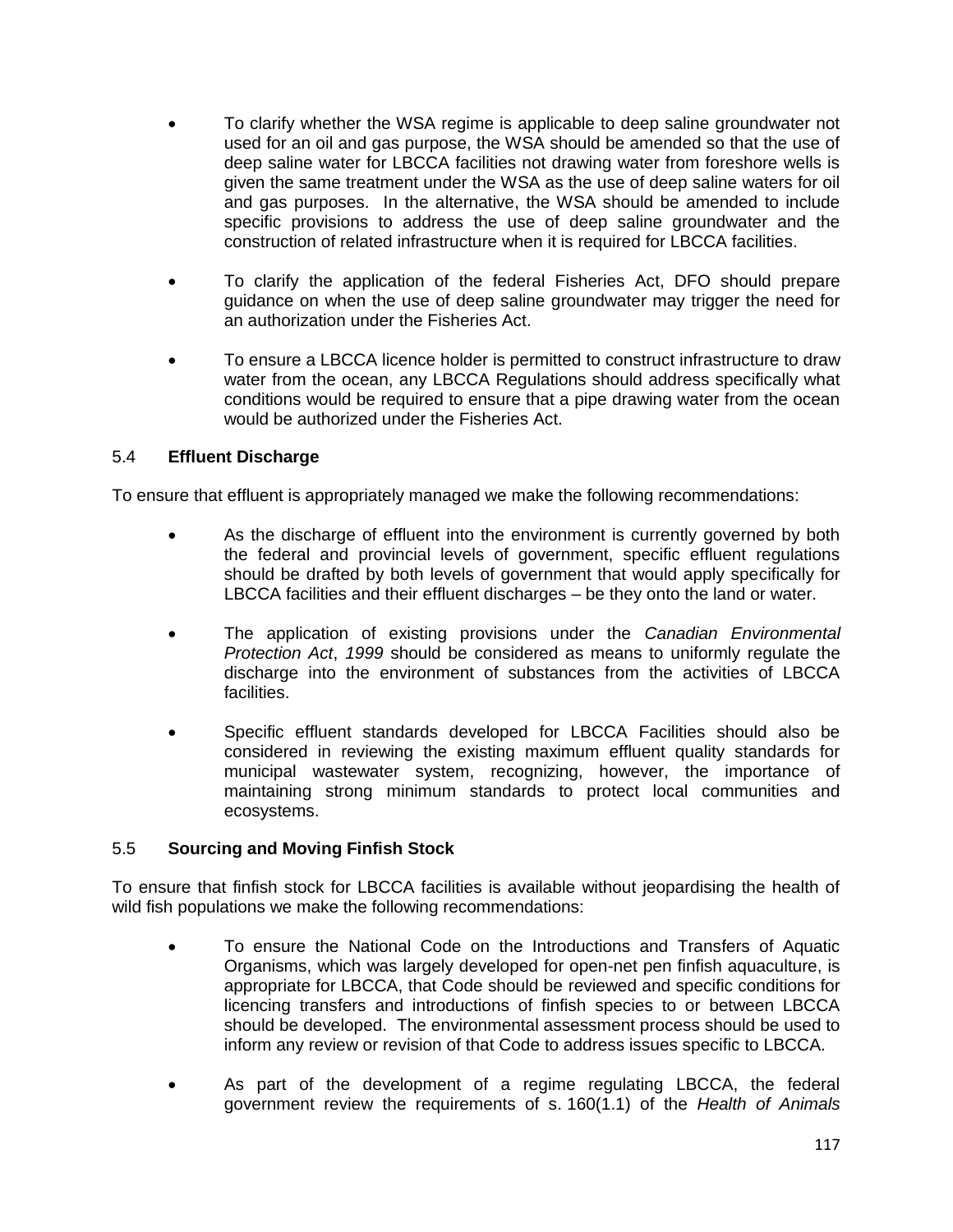- To clarify whether the WSA regime is applicable to deep saline groundwater not used for an oil and gas purpose, the WSA should be amended so that the use of deep saline water for LBCCA facilities not drawing water from foreshore wells is given the same treatment under the WSA as the use of deep saline waters for oil and gas purposes. In the alternative, the WSA should be amended to include specific provisions to address the use of deep saline groundwater and the construction of related infrastructure when it is required for LBCCA facilities.

- To clarify the application of the federal Fisheries Act, DFO should prepare guidance on when the use of deep saline groundwater may trigger the need for an authorization under the Fisheries Act.

- To ensure a LBCCA licence holder is permitted to construct infrastructure to draw water from the ocean, any LBCCA Regulations should address specifically what conditions would be required to ensure that a pipe drawing water from the ocean would be authorized under the Fisheries Act.

### 5.4 **Effluent Discharge**

To ensure that effluent is appropriately managed we make the following recommendations:

- As the discharge of effluent into the environment is currently governed by both the federal and provincial levels of government, specific effluent regulations should be drafted by both levels of government that would apply specifically for LBCCA facilities and their effluent discharges – be they onto the land or water.

- The application of existing provisions under the *Canadian Environmental Protection Act*, *1999* should be considered as means to uniformly regulate the discharge into the environment of substances from the activities of LBCCA facilities.

- Specific effluent standards developed for LBCCA Facilities should also be considered in reviewing the existing maximum effluent quality standards for municipal wastewater system, recognizing, however, the importance of maintaining strong minimum standards to protect local communities and ecosystems.

### 5.5 **Sourcing and Moving Finfish Stock**

To ensure that finfish stock for LBCCA facilities is available without jeopardising the health of wild fish populations we make the following recommendations:

- To ensure the National Code on the Introductions and Transfers of Aquatic Organisms, which was largely developed for open-net pen finfish aquaculture, is appropriate for LBCCA, that Code should be reviewed and specific conditions for licencing transfers and introductions of finfish species to or between LBCCA should be developed. The environmental assessment process should be used to inform any review or revision of that Code to address issues specific to LBCCA.

- As part of the development of a regime regulating LBCCA, the federal government review the requirements of s. 160(1.1) of the *Health of Animals*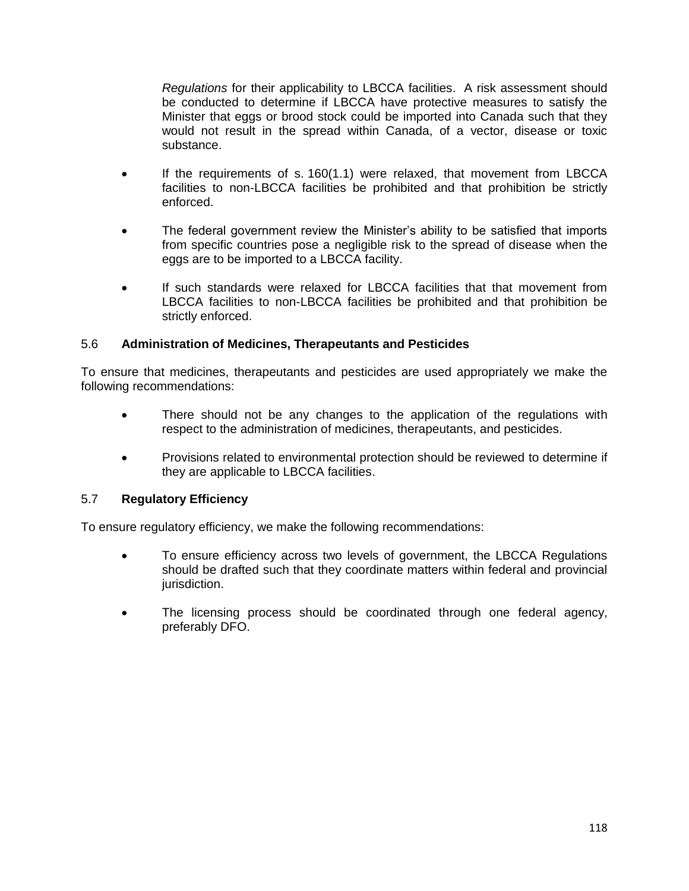*Regulations* for their applicability to LBCCA facilities. A risk assessment should be conducted to determine if LBCCA have protective measures to satisfy the Minister that eggs or brood stock could be imported into Canada such that they would not result in the spread within Canada, of a vector, disease or toxic substance.

- If the requirements of s. 160(1.1) were relaxed, that movement from LBCCA facilities to non-LBCCA facilities be prohibited and that prohibition be strictly enforced.
- The federal government review the Minister's ability to be satisfied that imports from specific countries pose a negligible risk to the spread of disease when the eggs are to be imported to a LBCCA facility.
- If such standards were relaxed for LBCCA facilities that that movement from LBCCA facilities to non-LBCCA facilities be prohibited and that prohibition be strictly enforced.

### 5.6 **Administration of Medicines, Therapeutants and Pesticides**

To ensure that medicines, therapeutants and pesticides are used appropriately we make the following recommendations:

- There should not be any changes to the application of the regulations with respect to the administration of medicines, therapeutants, and pesticides.
- Provisions related to environmental protection should be reviewed to determine if they are applicable to LBCCA facilities.

### 5.7 **Regulatory Efficiency**

To ensure regulatory efficiency, we make the following recommendations:

- To ensure efficiency across two levels of government, the LBCCA Regulations should be drafted such that they coordinate matters within federal and provincial jurisdiction.
- The licensing process should be coordinated through one federal agency, preferably DFO.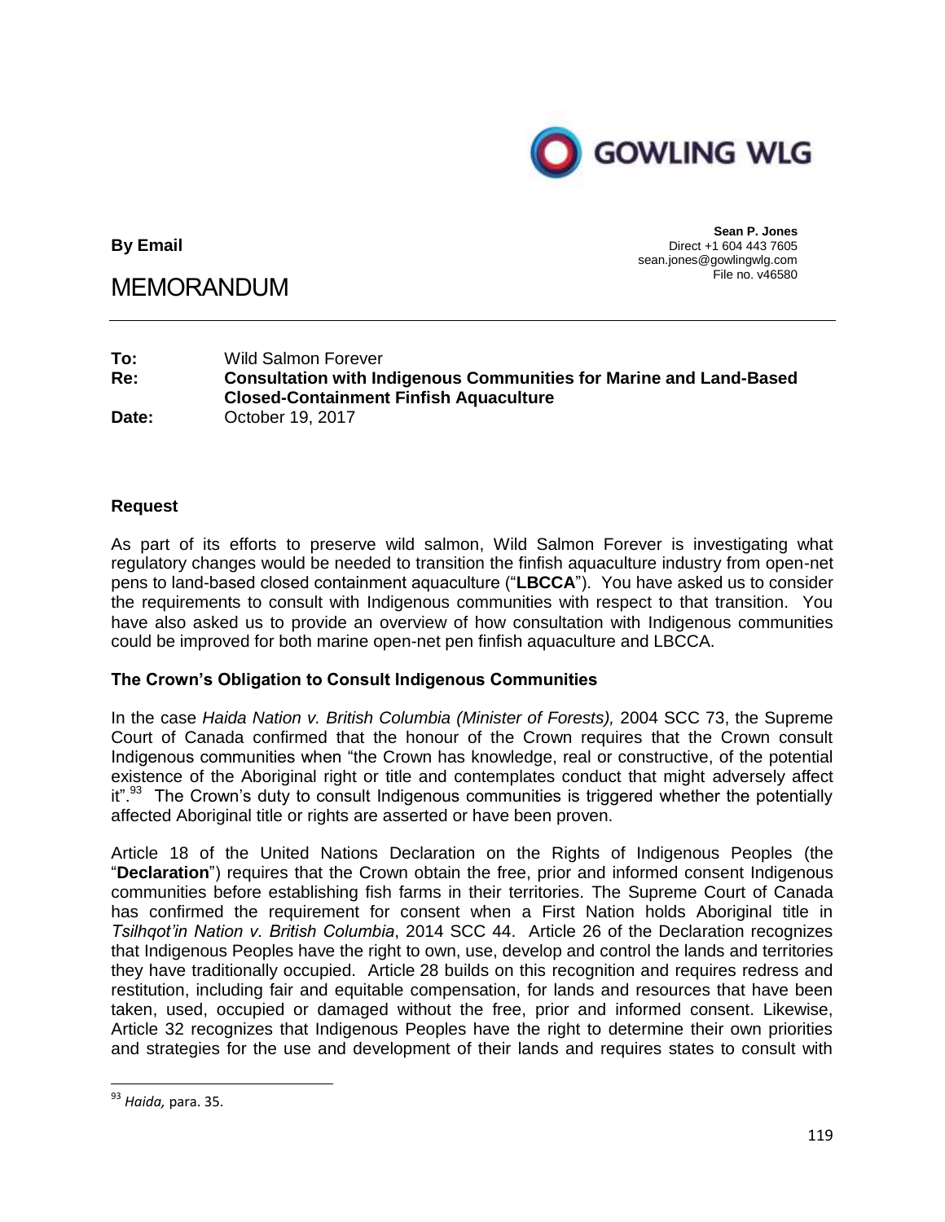**By Email**

**Sean P. Jones**
Direct +1 604 443 7605
sean.jones@gowlingwlg.com
File no. v46580

# MEMORANDUM

**To:** Wild Salmon Forever
**Re:** **Consultation with Indigenous Communities for Marine and Land-Based Closed-Containment Finfish Aquaculture**
**Date:** October 19, 2017

## Request

As part of its efforts to preserve wild salmon, Wild Salmon Forever is investigating what regulatory changes would be needed to transition the finfish aquaculture industry from open-net pens to land-based closed containment aquaculture ("**LBCCA**"). You have asked us to consider the requirements to consult with Indigenous communities with respect to that transition. You have also asked us to provide an overview of how consultation with Indigenous communities could be improved for both marine open-net pen finfish aquaculture and LBCCA.

## The Crown's Obligation to Consult Indigenous Communities

In the case *Haida Nation v. British Columbia (Minister of Forests),* 2004 SCC 73, the Supreme Court of Canada confirmed that the honour of the Crown requires that the Crown consult Indigenous communities when "the Crown has knowledge, real or constructive, of the potential existence of the Aboriginal right or title and contemplates conduct that might adversely affect it".[93] The Crown's duty to consult Indigenous communities is triggered whether the potentially affected Aboriginal title or rights are asserted or have been proven.

Article 18 of the United Nations Declaration on the Rights of Indigenous Peoples (the "**Declaration**") requires that the Crown obtain the free, prior and informed consent Indigenous communities before establishing fish farms in their territories. The Supreme Court of Canada has confirmed the requirement for consent when a First Nation holds Aboriginal title in *Tsilhqot'in Nation v. British Columbia*, 2014 SCC 44. Article 26 of the Declaration recognizes that Indigenous Peoples have the right to own, use, develop and control the lands and territories they have traditionally occupied. Article 28 builds on this recognition and requires redress and restitution, including fair and equitable compensation, for lands and resources that have been taken, used, occupied or damaged without the free, prior and informed consent. Likewise, Article 32 recognizes that Indigenous Peoples have the right to determine their own priorities and strategies for the use and development of their lands and requires states to consult with

[93] *Haida,* para. 35.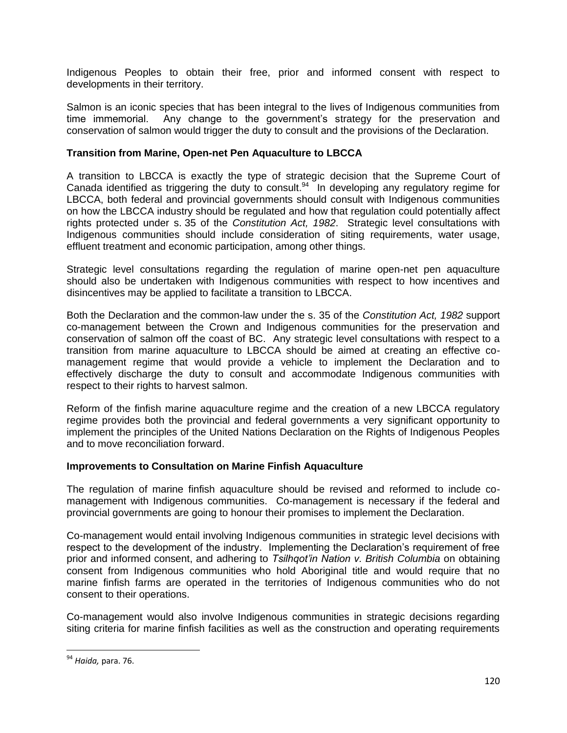Indigenous Peoples to obtain their free, prior and informed consent with respect to developments in their territory.

Salmon is an iconic species that has been integral to the lives of Indigenous communities from time immemorial. Any change to the government's strategy for the preservation and conservation of salmon would trigger the duty to consult and the provisions of the Declaration.

**Transition from Marine, Open-net Pen Aquaculture to LBCCA**

A transition to LBCCA is exactly the type of strategic decision that the Supreme Court of Canada identified as triggering the duty to consult.[94] In developing any regulatory regime for LBCCA, both federal and provincial governments should consult with Indigenous communities on how the LBCCA industry should be regulated and how that regulation could potentially affect rights protected under s. 35 of the *Constitution Act, 1982*. Strategic level consultations with Indigenous communities should include consideration of siting requirements, water usage, effluent treatment and economic participation, among other things.

Strategic level consultations regarding the regulation of marine open-net pen aquaculture should also be undertaken with Indigenous communities with respect to how incentives and disincentives may be applied to facilitate a transition to LBCCA.

Both the Declaration and the common-law under the s. 35 of the *Constitution Act, 1982* support co-management between the Crown and Indigenous communities for the preservation and conservation of salmon off the coast of BC. Any strategic level consultations with respect to a transition from marine aquaculture to LBCCA should be aimed at creating an effective co-management regime that would provide a vehicle to implement the Declaration and to effectively discharge the duty to consult and accommodate Indigenous communities with respect to their rights to harvest salmon.

Reform of the finfish marine aquaculture regime and the creation of a new LBCCA regulatory regime provides both the provincial and federal governments a very significant opportunity to implement the principles of the United Nations Declaration on the Rights of Indigenous Peoples and to move reconciliation forward.

**Improvements to Consultation on Marine Finfish Aquaculture**

The regulation of marine finfish aquaculture should be revised and reformed to include co-management with Indigenous communities. Co-management is necessary if the federal and provincial governments are going to honour their promises to implement the Declaration.

Co-management would entail involving Indigenous communities in strategic level decisions with respect to the development of the industry. Implementing the Declaration's requirement of free prior and informed consent, and adhering to *Tsilhqot'in Nation v. British Columbia* on obtaining consent from Indigenous communities who hold Aboriginal title and would require that no marine finfish farms are operated in the territories of Indigenous communities who do not consent to their operations.

Co-management would also involve Indigenous communities in strategic decisions regarding siting criteria for marine finfish facilities as well as the construction and operating requirements

[94] *Haida,* para. 76.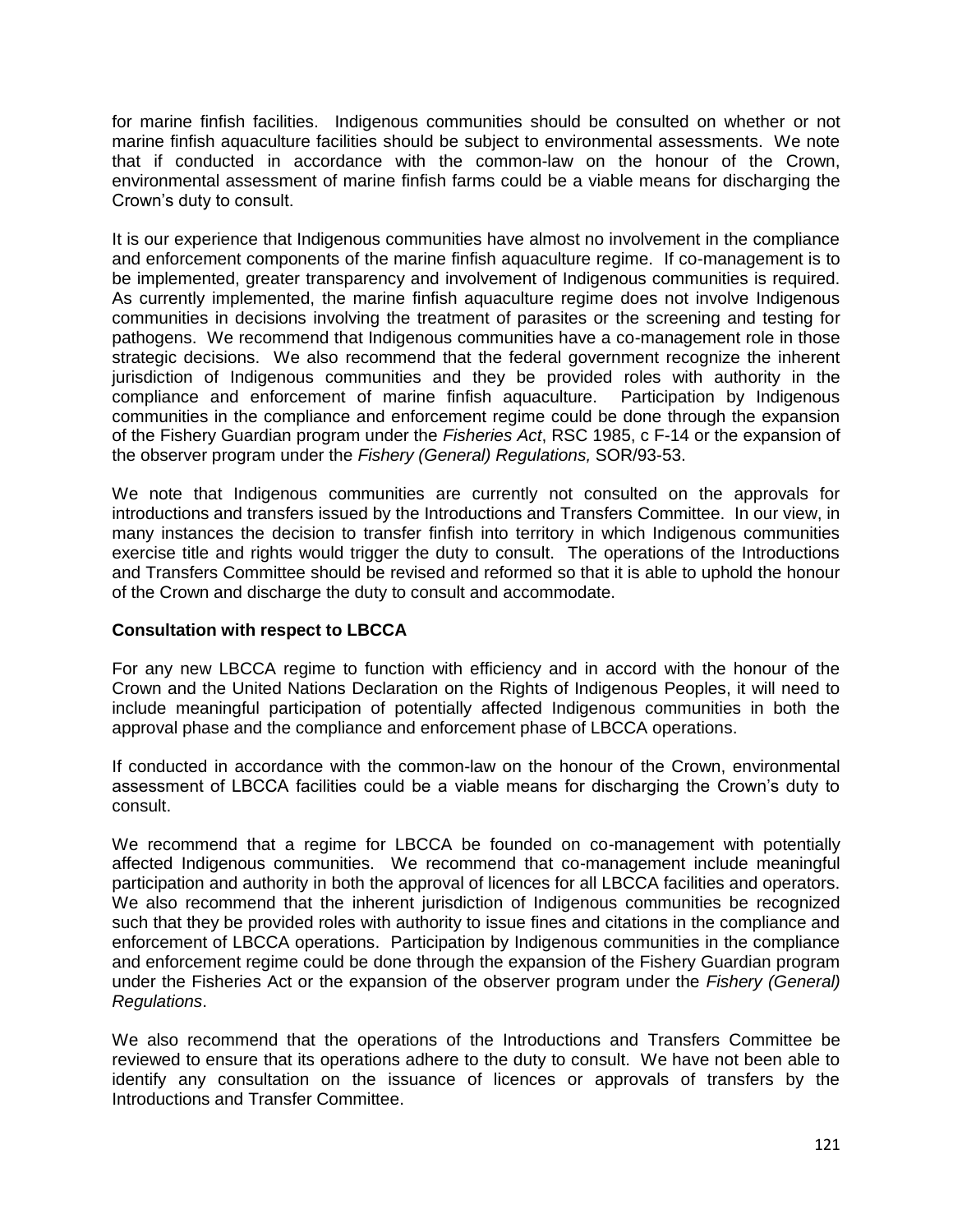for marine finfish facilities. Indigenous communities should be consulted on whether or not marine finfish aquaculture facilities should be subject to environmental assessments. We note that if conducted in accordance with the common-law on the honour of the Crown, environmental assessment of marine finfish farms could be a viable means for discharging the Crown's duty to consult.

It is our experience that Indigenous communities have almost no involvement in the compliance and enforcement components of the marine finfish aquaculture regime. If co-management is to be implemented, greater transparency and involvement of Indigenous communities is required. As currently implemented, the marine finfish aquaculture regime does not involve Indigenous communities in decisions involving the treatment of parasites or the screening and testing for pathogens. We recommend that Indigenous communities have a co-management role in those strategic decisions. We also recommend that the federal government recognize the inherent jurisdiction of Indigenous communities and they be provided roles with authority in the compliance and enforcement of marine finfish aquaculture. Participation by Indigenous communities in the compliance and enforcement regime could be done through the expansion of the Fishery Guardian program under the *Fisheries Act*, RSC 1985, c F-14 or the expansion of the observer program under the *Fishery (General) Regulations,* SOR/93-53.

We note that Indigenous communities are currently not consulted on the approvals for introductions and transfers issued by the Introductions and Transfers Committee. In our view, in many instances the decision to transfer finfish into territory in which Indigenous communities exercise title and rights would trigger the duty to consult. The operations of the Introductions and Transfers Committee should be revised and reformed so that it is able to uphold the honour of the Crown and discharge the duty to consult and accommodate.

**Consultation with respect to LBCCA**

For any new LBCCA regime to function with efficiency and in accord with the honour of the Crown and the United Nations Declaration on the Rights of Indigenous Peoples, it will need to include meaningful participation of potentially affected Indigenous communities in both the approval phase and the compliance and enforcement phase of LBCCA operations.

If conducted in accordance with the common-law on the honour of the Crown, environmental assessment of LBCCA facilities could be a viable means for discharging the Crown's duty to consult.

We recommend that a regime for LBCCA be founded on co-management with potentially affected Indigenous communities. We recommend that co-management include meaningful participation and authority in both the approval of licences for all LBCCA facilities and operators. We also recommend that the inherent jurisdiction of Indigenous communities be recognized such that they be provided roles with authority to issue fines and citations in the compliance and enforcement of LBCCA operations. Participation by Indigenous communities in the compliance and enforcement regime could be done through the expansion of the Fishery Guardian program under the Fisheries Act or the expansion of the observer program under the *Fishery (General) Regulations*.

We also recommend that the operations of the Introductions and Transfers Committee be reviewed to ensure that its operations adhere to the duty to consult. We have not been able to identify any consultation on the issuance of licences or approvals of transfers by the Introductions and Transfer Committee.